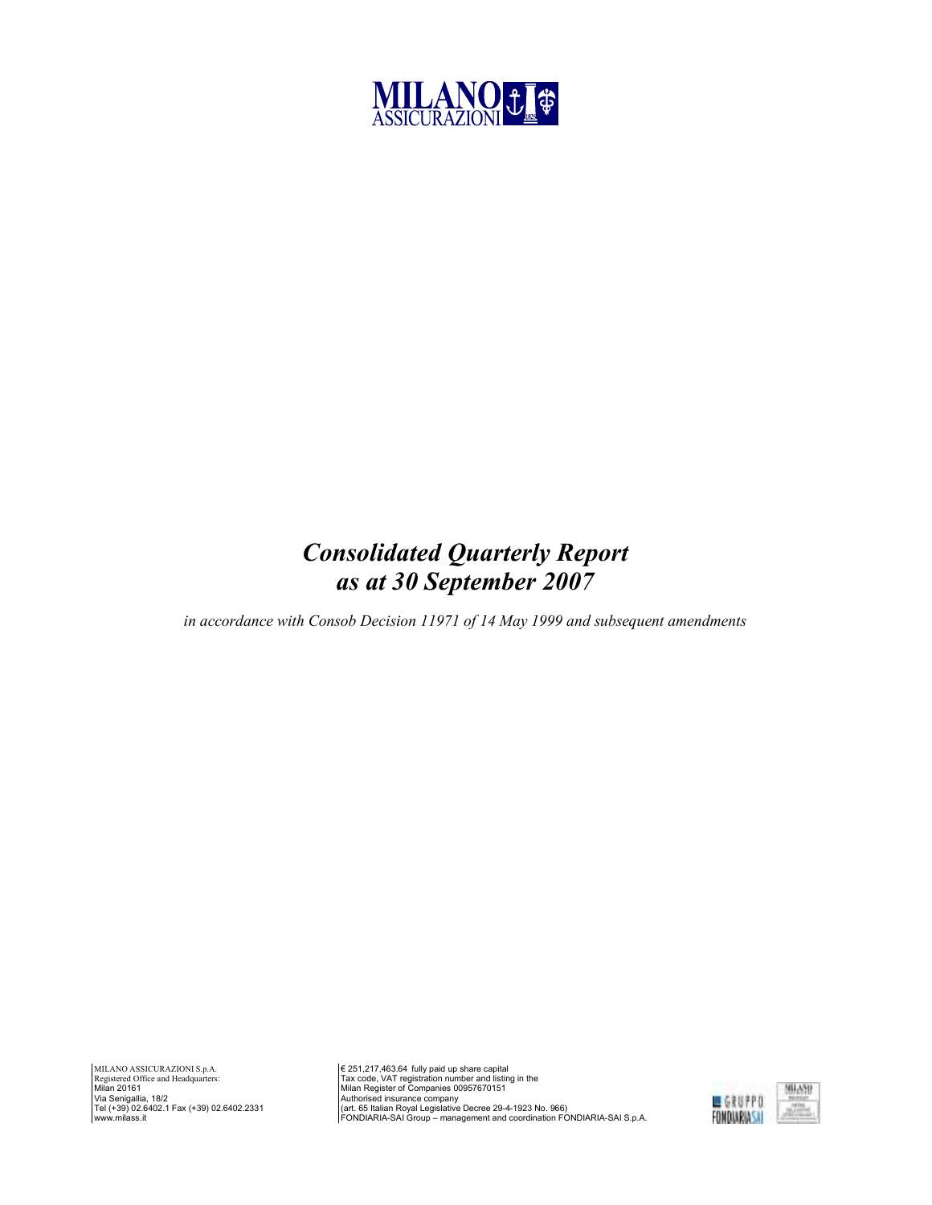MILANO ASSICURAZIONI

# *Consolidated Quarterly Report as at 30 September 2007*

*in accordance with Consob Decision 11971 of 14 May 1999 and subsequent amendments*

MILANO ASSICURAZIONI S.p.A.
Registered Office and Headquarters:
Milan 20161
Via Senigallia, 18/2
Tel (+39) 02.6402.1 Fax (+39) 02.6402.2331
www.milass.it

€ 251,217,463.64 fully paid up share capital
Tax code, VAT registration number and listing in the
Milan Register of Companies 00957670151
Authorised insurance company
(art. 65 Italian Royal Legislative Decree 29-4-1923 No. 966)
FONDIARIA-SAI Group – management and coordination FONDIARIA-SAI S.p.A.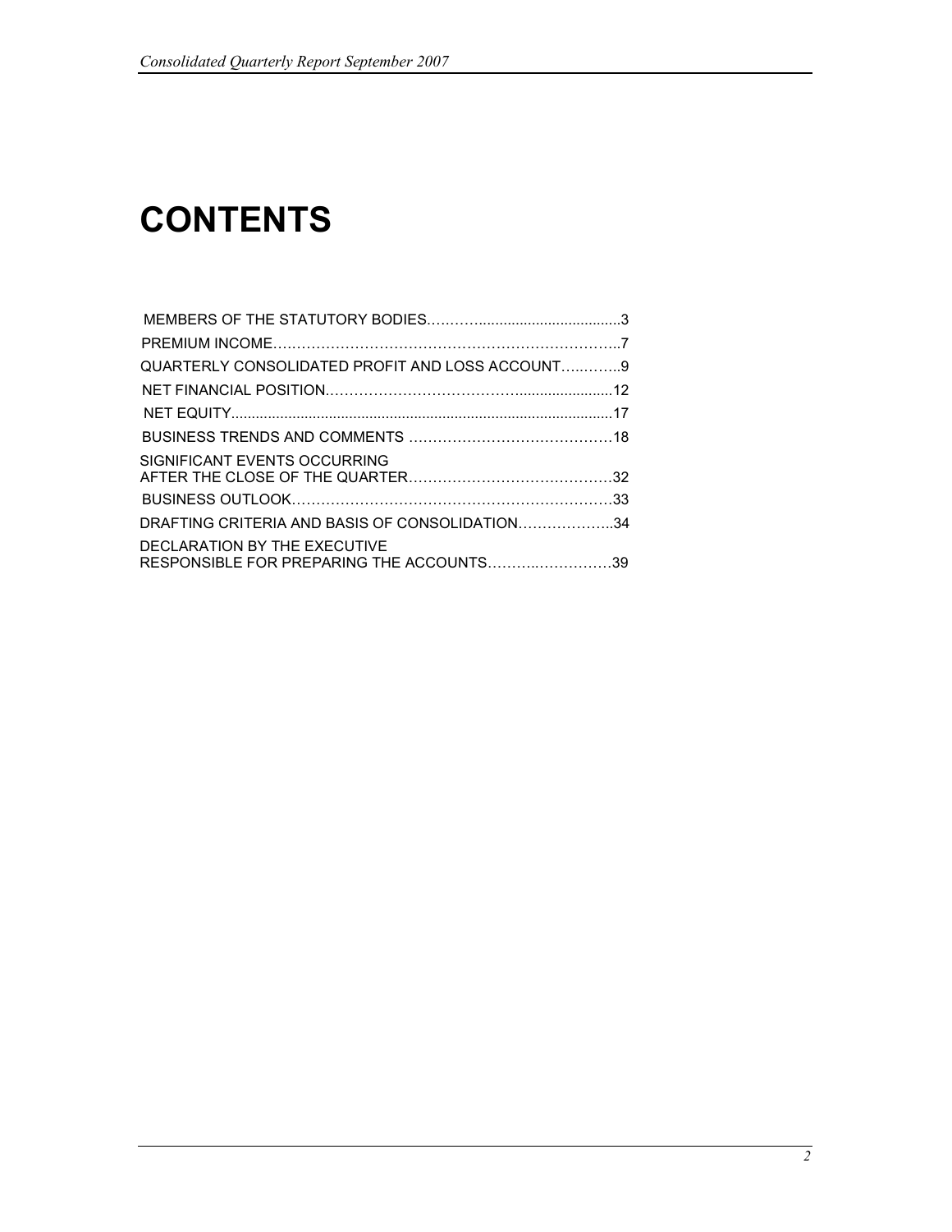# CONTENTS

MEMBERS OF THE STATUTORY BODIES……….................................3

PREMIUM INCOME……………………………………………………………..7

QUARTERLY CONSOLIDATED PROFIT AND LOSS ACCOUNT…..……..9

NET FINANCIAL POSITION………………………………........................12

NET EQUITY...............................................................................................17

BUSINESS TRENDS AND COMMENTS ……………………………………18

SIGNIFICANT EVENTS OCCURRING
AFTER THE CLOSE OF THE QUARTER……………………………………32

BUSINESS OUTLOOK…………………………………………………………33

DRAFTING CRITERIA AND BASIS OF CONSOLIDATION………………..34

DECLARATION BY THE EXECUTIVE
RESPONSIBLE FOR PREPARING THE ACCOUNTS………..……………39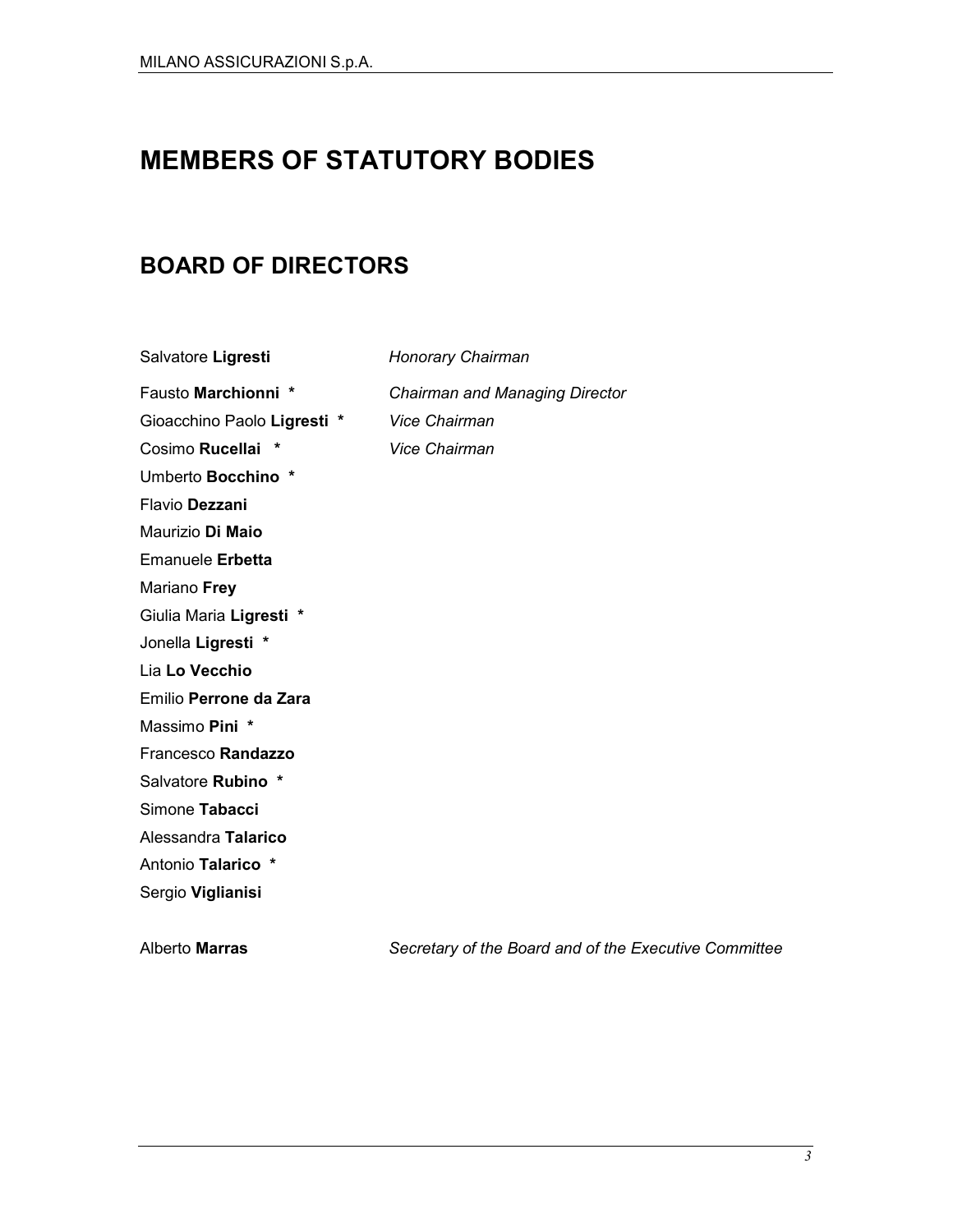# MEMBERS OF STATUTORY BODIES

## BOARD OF DIRECTORS

| | |
|---|---|
| Salvatore **Ligresti** | *Honorary Chairman* |
| Fausto **Marchionni** * | *Chairman and Managing Director* |
| Gioacchino Paolo **Ligresti** * | *Vice Chairman* |
| Cosimo **Rucellai** * | *Vice Chairman* |
| Umberto **Bocchino** * | |
| Flavio **Dezzani** | |
| Maurizio **Di Maio** | |
| Emanuele **Erbetta** | |
| Mariano **Frey** | |
| Giulia Maria **Ligresti** * | |
| Jonella **Ligresti** * | |
| Lia **Lo Vecchio** | |
| Emilio **Perrone da Zara** | |
| Massimo **Pini** * | |
| Francesco **Randazzo** | |
| Salvatore **Rubino** * | |
| Simone **Tabacci** | |
| Alessandra **Talarico** | |
| Antonio **Talarico** * | |
| Sergio **Viglianisi** | |
| | |
| Alberto **Marras** | *Secretary of the Board and of the Executive Committee* |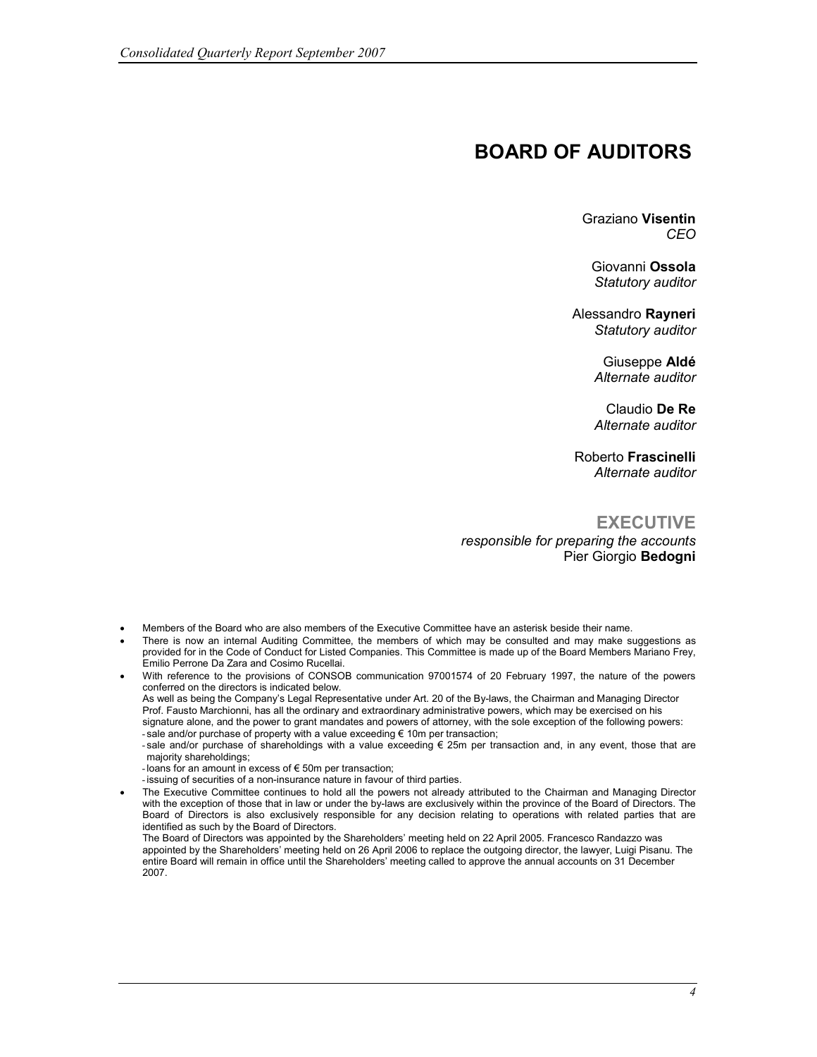# BOARD OF AUDITORS

Graziano **Visentin**
*CEO*

Giovanni **Ossola**
*Statutory auditor*

Alessandro **Rayneri**
*Statutory auditor*

Giuseppe **Aldé**
*Alternate auditor*

Claudio **De Re**
*Alternate auditor*

Roberto **Frascinelli**
*Alternate auditor*

## EXECUTIVE

*responsible for preparing the accounts*
Pier Giorgio **Bedogni**

- Members of the Board who are also members of the Executive Committee have an asterisk beside their name.
- There is now an internal Auditing Committee, the members of which may be consulted and may make suggestions as provided for in the Code of Conduct for Listed Companies. This Committee is made up of the Board Members Mariano Frey, Emilio Perrone Da Zara and Cosimo Rucellai.
- With reference to the provisions of CONSOB communication 97001574 of 20 February 1997, the nature of the powers conferred on the directors is indicated below.
  As well as being the Company's Legal Representative under Art. 20 of the By-laws, the Chairman and Managing Director Prof. Fausto Marchionni, has all the ordinary and extraordinary administrative powers, which may be exercised on his signature alone, and the power to grant mandates and powers of attorney, with the sole exception of the following powers:
  - sale and/or purchase of property with a value exceeding € 10m per transaction;
  - sale and/or purchase of shareholdings with a value exceeding € 25m per transaction and, in any event, those that are majority shareholdings;
  - loans for an amount in excess of € 50m per transaction;
  - issuing of securities of a non-insurance nature in favour of third parties.
- The Executive Committee continues to hold all the powers not already attributed to the Chairman and Managing Director with the exception of those that in law or under the by-laws are exclusively within the province of the Board of Directors. The Board of Directors is also exclusively responsible for any decision relating to operations with related parties that are identified as such by the Board of Directors.
  The Board of Directors was appointed by the Shareholders' meeting held on 22 April 2005. Francesco Randazzo was appointed by the Shareholders' meeting held on 26 April 2006 to replace the outgoing director, the lawyer, Luigi Pisanu. The entire Board will remain in office until the Shareholders' meeting called to approve the annual accounts on 31 December 2007.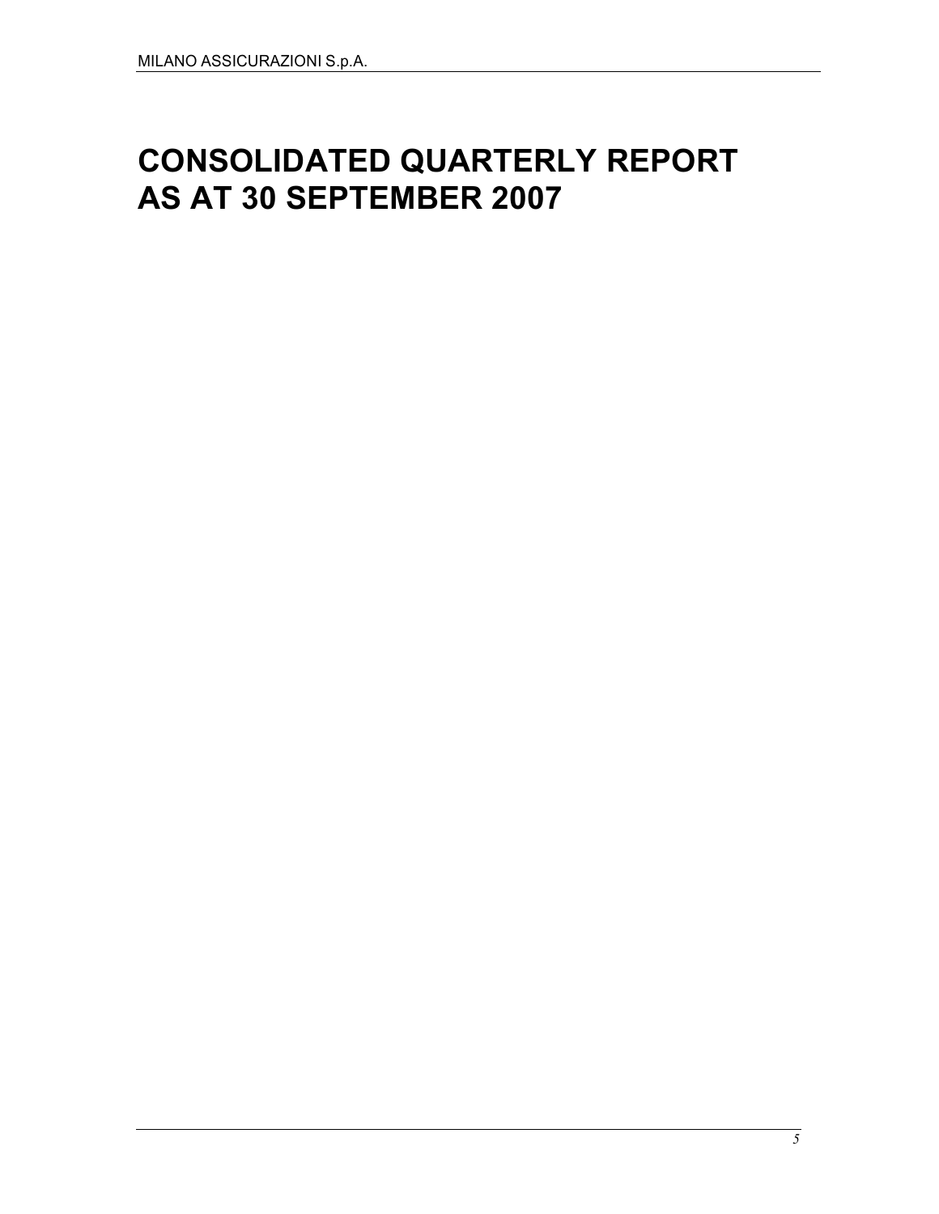# CONSOLIDATED QUARTERLY REPORT AS AT 30 SEPTEMBER 2007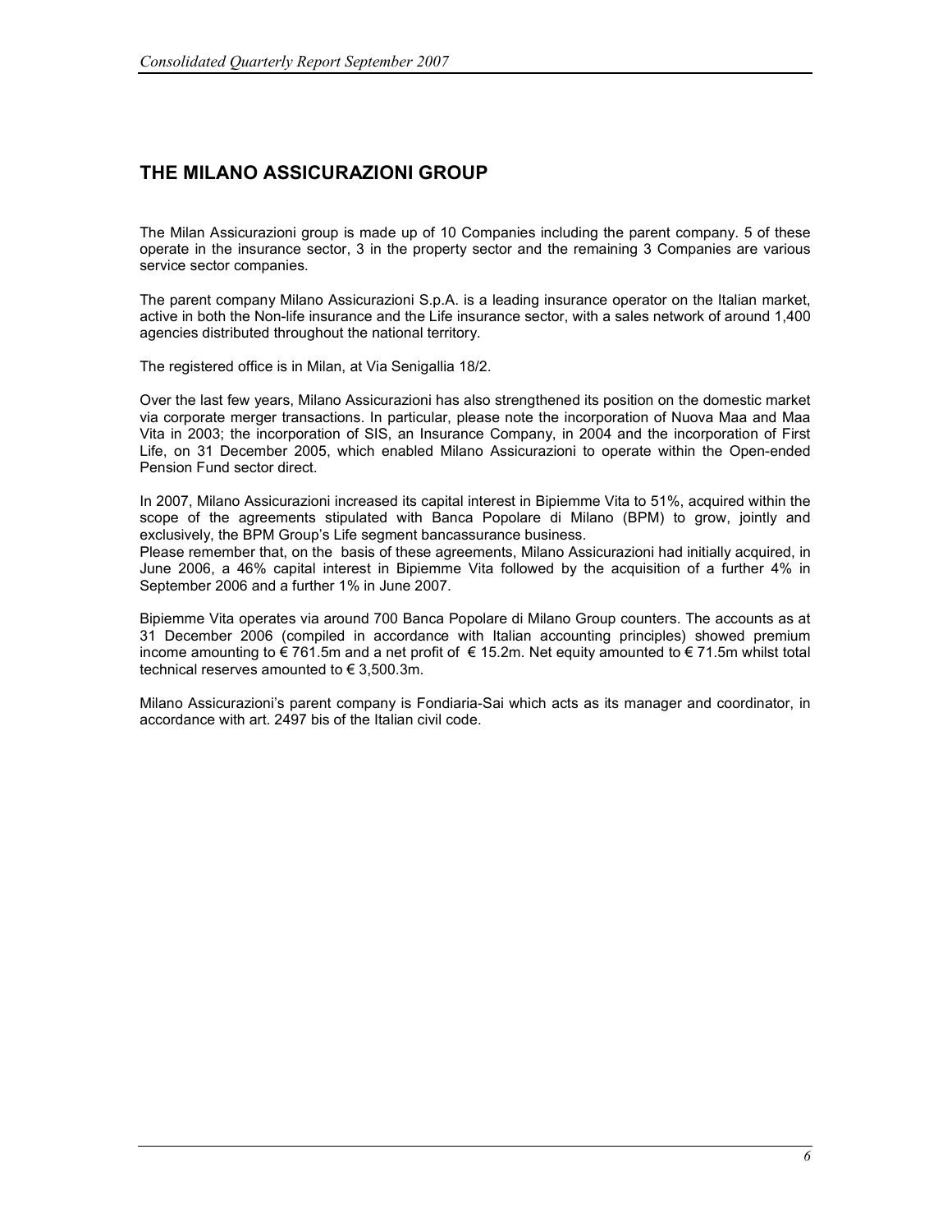# THE MILANO ASSICURAZIONI GROUP

The Milan Assicurazioni group is made up of 10 Companies including the parent company. 5 of these operate in the insurance sector, 3 in the property sector and the remaining 3 Companies are various service sector companies.

The parent company Milano Assicurazioni S.p.A. is a leading insurance operator on the Italian market, active in both the Non-life insurance and the Life insurance sector, with a sales network of around 1,400 agencies distributed throughout the national territory.

The registered office is in Milan, at Via Senigallia 18/2.

Over the last few years, Milano Assicurazioni has also strengthened its position on the domestic market via corporate merger transactions. In particular, please note the incorporation of Nuova Maa and Maa Vita in 2003; the incorporation of SIS, an Insurance Company, in 2004 and the incorporation of First Life, on 31 December 2005, which enabled Milano Assicurazioni to operate within the Open-ended Pension Fund sector direct.

In 2007, Milano Assicurazioni increased its capital interest in Bipiemme Vita to 51%, acquired within the scope of the agreements stipulated with Banca Popolare di Milano (BPM) to grow, jointly and exclusively, the BPM Group's Life segment bancassurance business.
Please remember that, on the basis of these agreements, Milano Assicurazioni had initially acquired, in June 2006, a 46% capital interest in Bipiemme Vita followed by the acquisition of a further 4% in September 2006 and a further 1% in June 2007.

Bipiemme Vita operates via around 700 Banca Popolare di Milano Group counters. The accounts as at 31 December 2006 (compiled in accordance with Italian accounting principles) showed premium income amounting to € 761.5m and a net profit of € 15.2m. Net equity amounted to € 71.5m whilst total technical reserves amounted to € 3,500.3m.

Milano Assicurazioni's parent company is Fondiaria-Sai which acts as its manager and coordinator, in accordance with art. 2497 bis of the Italian civil code.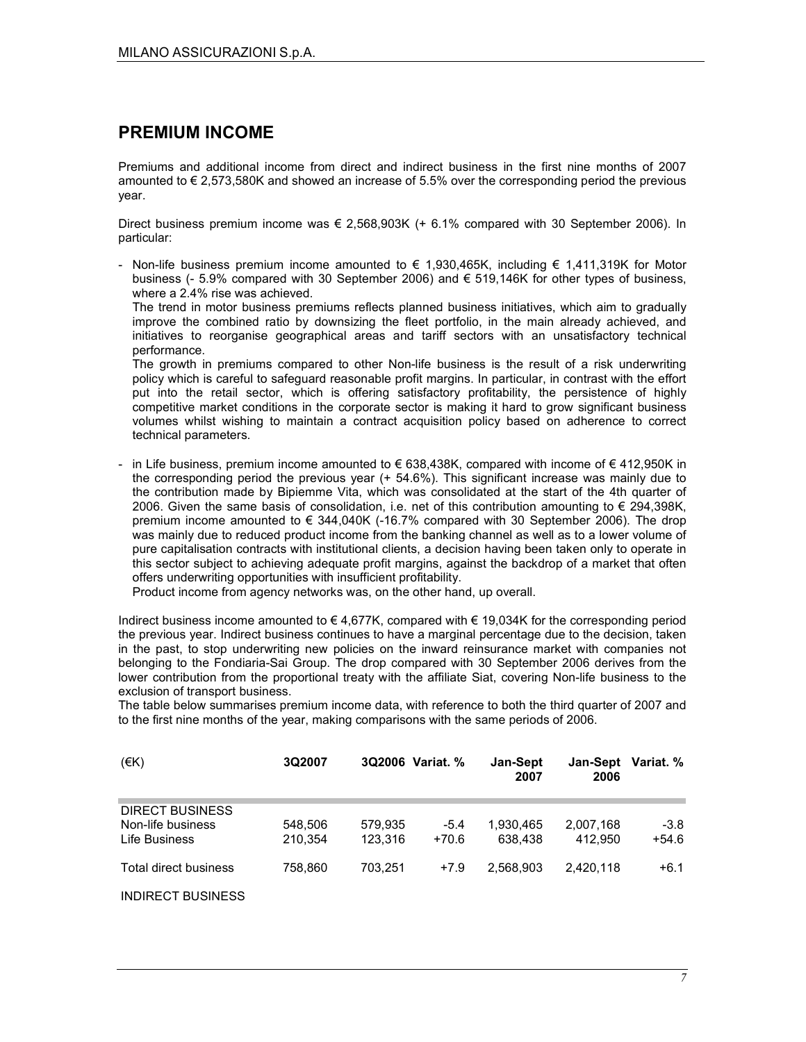## PREMIUM INCOME

Premiums and additional income from direct and indirect business in the first nine months of 2007 amounted to € 2,573,580K and showed an increase of 5.5% over the corresponding period the previous year.

Direct business premium income was € 2,568,903K (+ 6.1% compared with 30 September 2006). In particular:

- Non-life business premium income amounted to € 1,930,465K, including € 1,411,319K for Motor business (- 5.9% compared with 30 September 2006) and € 519,146K for other types of business, where a 2.4% rise was achieved.
  The trend in motor business premiums reflects planned business initiatives, which aim to gradually improve the combined ratio by downsizing the fleet portfolio, in the main already achieved, and initiatives to reorganise geographical areas and tariff sectors with an unsatisfactory technical performance.
  The growth in premiums compared to other Non-life business is the result of a risk underwriting policy which is careful to safeguard reasonable profit margins. In particular, in contrast with the effort put into the retail sector, which is offering satisfactory profitability, the persistence of highly competitive market conditions in the corporate sector is making it hard to grow significant business volumes whilst wishing to maintain a contract acquisition policy based on adherence to correct technical parameters.

- in Life business, premium income amounted to € 638,438K, compared with income of € 412,950K in the corresponding period the previous year (+ 54.6%). This significant increase was mainly due to the contribution made by Bipiemme Vita, which was consolidated at the start of the 4th quarter of 2006. Given the same basis of consolidation, i.e. net of this contribution amounting to € 294,398K, premium income amounted to € 344,040K (-16.7% compared with 30 September 2006). The drop was mainly due to reduced product income from the banking channel as well as to a lower volume of pure capitalisation contracts with institutional clients, a decision having been taken only to operate in this sector subject to achieving adequate profit margins, against the backdrop of a market that often offers underwriting opportunities with insufficient profitability.
  Product income from agency networks was, on the other hand, up overall.

Indirect business income amounted to € 4,677K, compared with € 19,034K for the corresponding period the previous year. Indirect business continues to have a marginal percentage due to the decision, taken in the past, to stop underwriting new policies on the inward reinsurance market with companies not belonging to the Fondiaria-Sai Group. The drop compared with 30 September 2006 derives from the lower contribution from the proportional treaty with the affiliate Siat, covering Non-life business to the exclusion of transport business.
The table below summarises premium income data, with reference to both the third quarter of 2007 and to the first nine months of the year, making comparisons with the same periods of 2006.

| (€K) | 3Q2007 | 3Q2006 | Variat. % | Jan-Sept 2007 | Jan-Sept 2006 | Variat. % |
|---|---|---|---|---|---|---|
| DIRECT BUSINESS | | | | | | |
| Non-life business | 548,506 | 579,935 | -5.4 | 1,930,465 | 2,007,168 | -3.8 |
| Life Business | 210,354 | 123,316 | +70.6 | 638,438 | 412,950 | +54.6 |
| Total direct business | 758,860 | 703,251 | +7.9 | 2,568,903 | 2,420,118 | +6.1 |
| INDIRECT BUSINESS | | | | | | |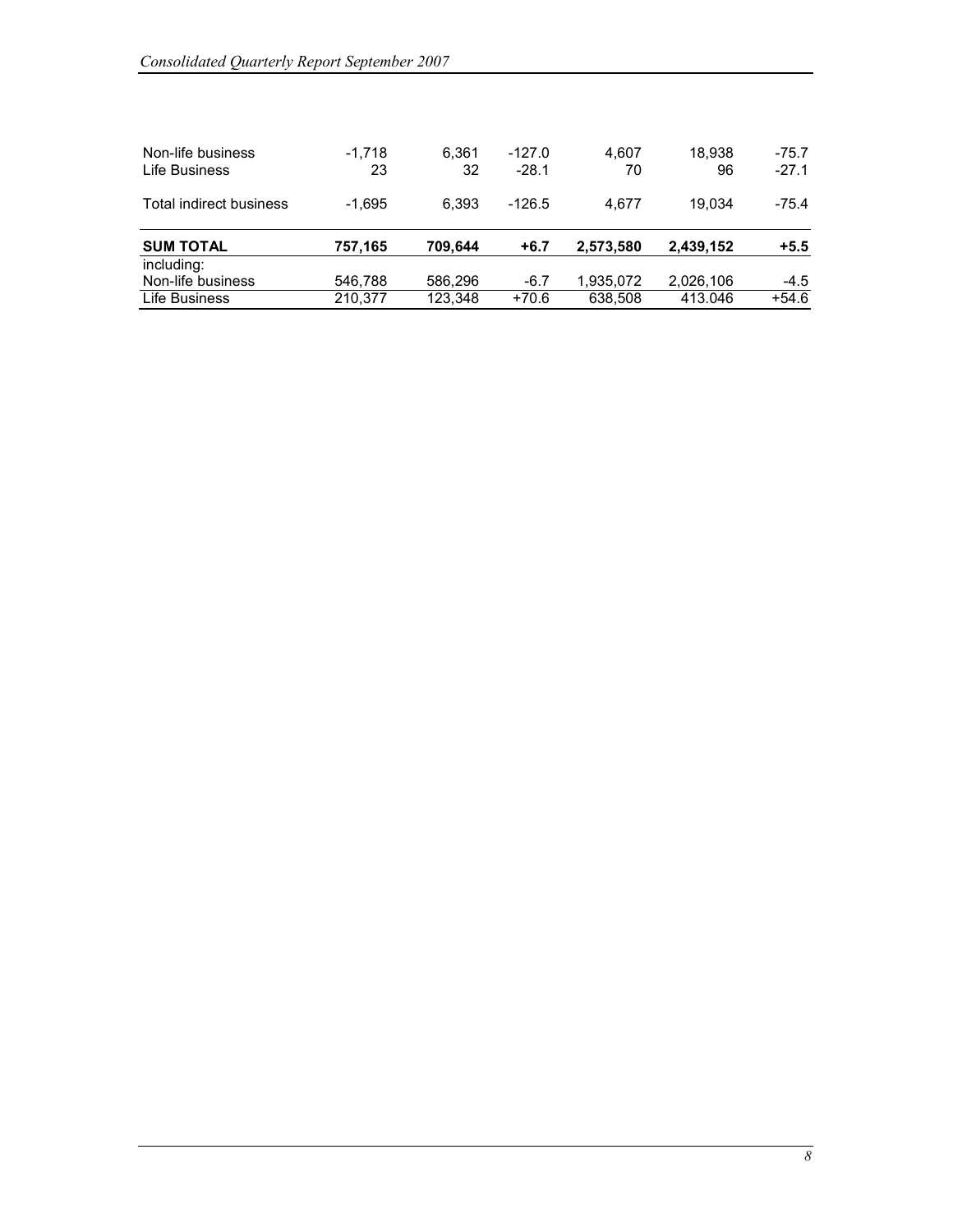| | | | | | | |
|---|---|---|---|---|---|---|
| Non-life business | -1,718 | 6,361 | -127.0 | 4,607 | 18,938 | -75.7 |
| Life Business | 23 | 32 | -28.1 | 70 | 96 | -27.1 |
| Total indirect business | -1,695 | 6,393 | -126.5 | 4,677 | 19,034 | -75.4 |
| **SUM TOTAL** | **757,165** | **709,644** | **+6.7** | **2,573,580** | **2,439,152** | **+5.5** |
| including: | | | | | | |
| Non-life business | 546,788 | 586,296 | -6.7 | 1,935,072 | 2,026,106 | -4.5 |
| Life Business | 210,377 | 123,348 | +70.6 | 638,508 | 413.046 | +54.6 |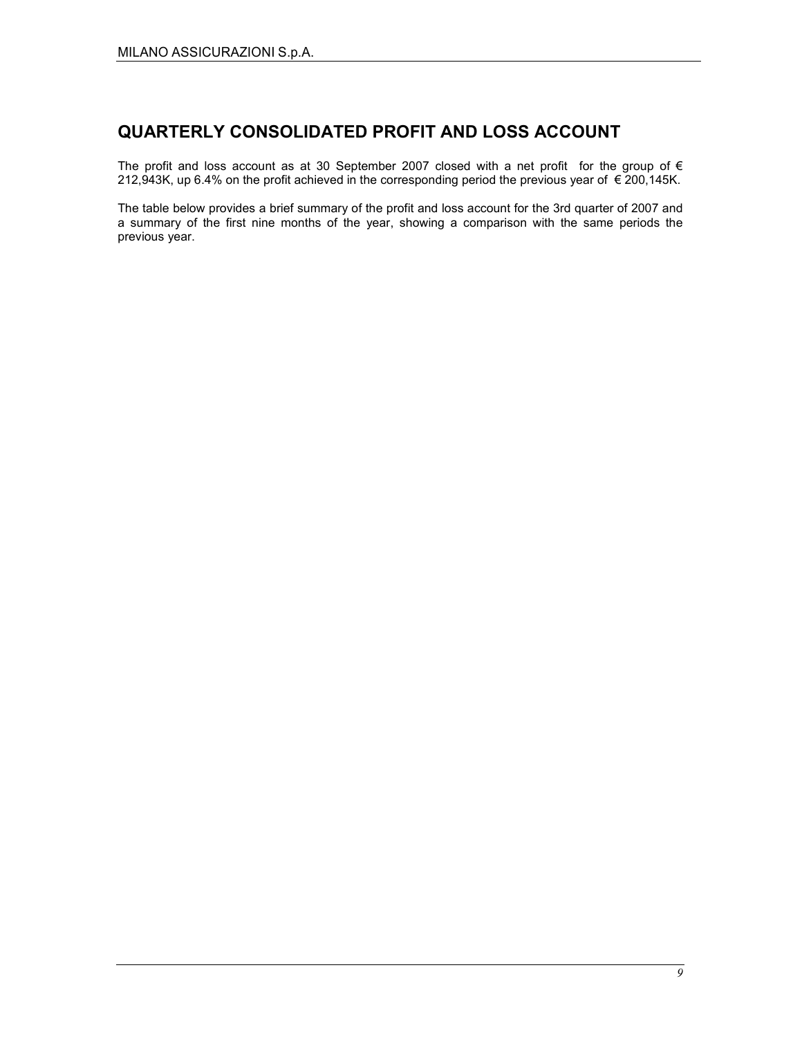# QUARTERLY CONSOLIDATED PROFIT AND LOSS ACCOUNT

The profit and loss account as at 30 September 2007 closed with a net profit for the group of € 212,943K, up 6.4% on the profit achieved in the corresponding period the previous year of € 200,145K.

The table below provides a brief summary of the profit and loss account for the 3rd quarter of 2007 and a summary of the first nine months of the year, showing a comparison with the same periods the previous year.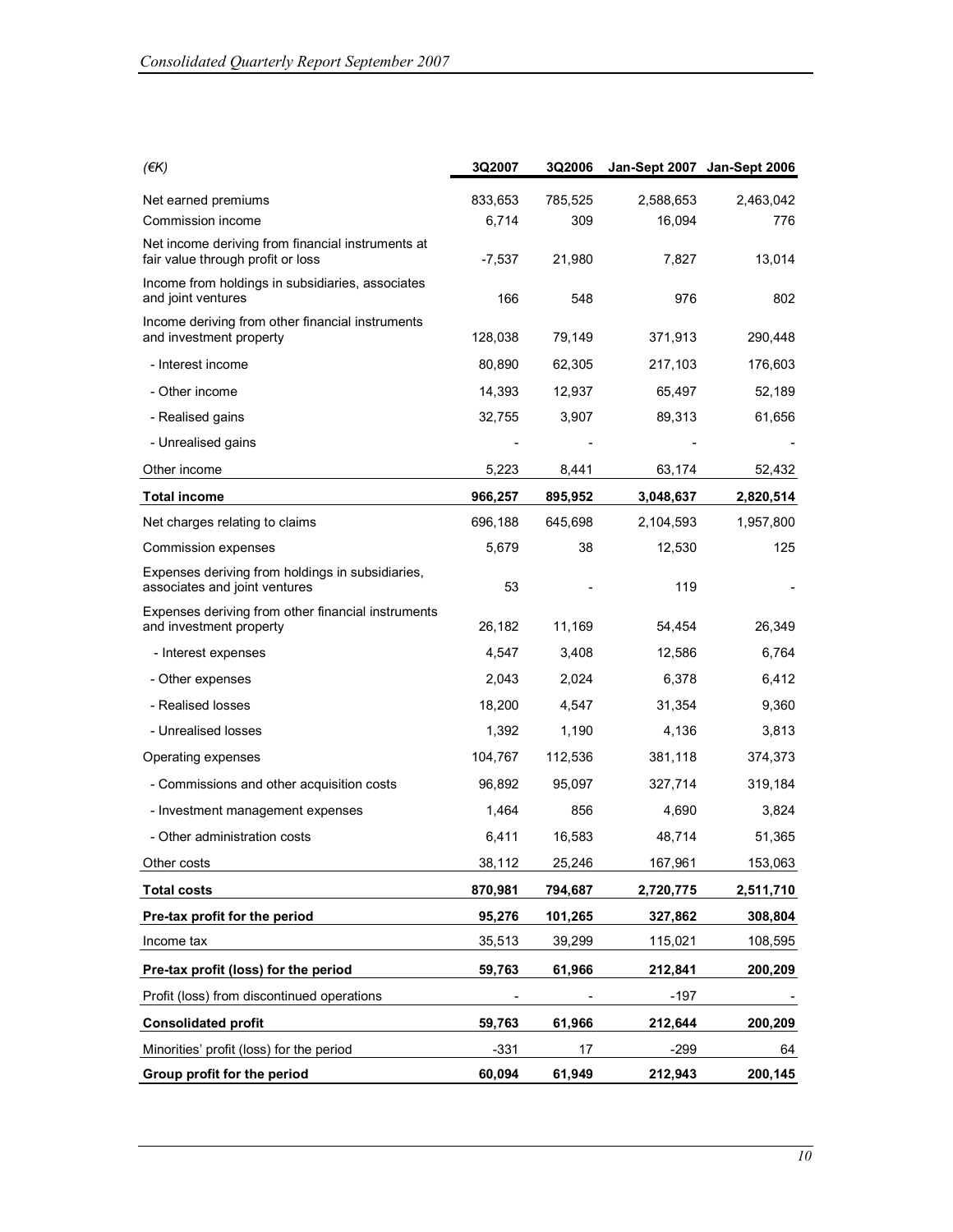| (€K) | 3Q2007 | 3Q2006 | Jan-Sept 2007 | Jan-Sept 2006 |
|---|---|---|---|---|
| Net earned premiums | 833,653 | 785,525 | 2,588,653 | 2,463,042 |
| Commission income | 6,714 | 309 | 16,094 | 776 |
| Net income deriving from financial instruments at fair value through profit or loss | -7,537 | 21,980 | 7,827 | 13,014 |
| Income from holdings in subsidiaries, associates and joint ventures | 166 | 548 | 976 | 802 |
| Income deriving from other financial instruments and investment property | 128,038 | 79,149 | 371,913 | 290,448 |
| - Interest income | 80,890 | 62,305 | 217,103 | 176,603 |
| - Other income | 14,393 | 12,937 | 65,497 | 52,189 |
| - Realised gains | 32,755 | 3,907 | 89,313 | 61,656 |
| - Unrealised gains | - | - | - | - |
| Other income | 5,223 | 8,441 | 63,174 | 52,432 |
| **Total income** | **966,257** | **895,952** | **3,048,637** | **2,820,514** |
| Net charges relating to claims | 696,188 | 645,698 | 2,104,593 | 1,957,800 |
| Commission expenses | 5,679 | 38 | 12,530 | 125 |
| Expenses deriving from holdings in subsidiaries, associates and joint ventures | 53 | - | 119 | - |
| Expenses deriving from other financial instruments and investment property | 26,182 | 11,169 | 54,454 | 26,349 |
| - Interest expenses | 4,547 | 3,408 | 12,586 | 6,764 |
| - Other expenses | 2,043 | 2,024 | 6,378 | 6,412 |
| - Realised losses | 18,200 | 4,547 | 31,354 | 9,360 |
| - Unrealised losses | 1,392 | 1,190 | 4,136 | 3,813 |
| Operating expenses | 104,767 | 112,536 | 381,118 | 374,373 |
| - Commissions and other acquisition costs | 96,892 | 95,097 | 327,714 | 319,184 |
| - Investment management expenses | 1,464 | 856 | 4,690 | 3,824 |
| - Other administration costs | 6,411 | 16,583 | 48,714 | 51,365 |
| Other costs | 38,112 | 25,246 | 167,961 | 153,063 |
| **Total costs** | **870,981** | **794,687** | **2,720,775** | **2,511,710** |
| **Pre-tax profit for the period** | **95,276** | **101,265** | **327,862** | **308,804** |
| Income tax | 35,513 | 39,299 | 115,021 | 108,595 |
| **Pre-tax profit (loss) for the period** | **59,763** | **61,966** | **212,841** | **200,209** |
| Profit (loss) from discontinued operations | - | - | -197 | - |
| **Consolidated profit** | **59,763** | **61,966** | **212,644** | **200,209** |
| Minorities' profit (loss) for the period | -331 | 17 | -299 | 64 |
| **Group profit for the period** | **60,094** | **61,949** | **212,943** | **200,145** |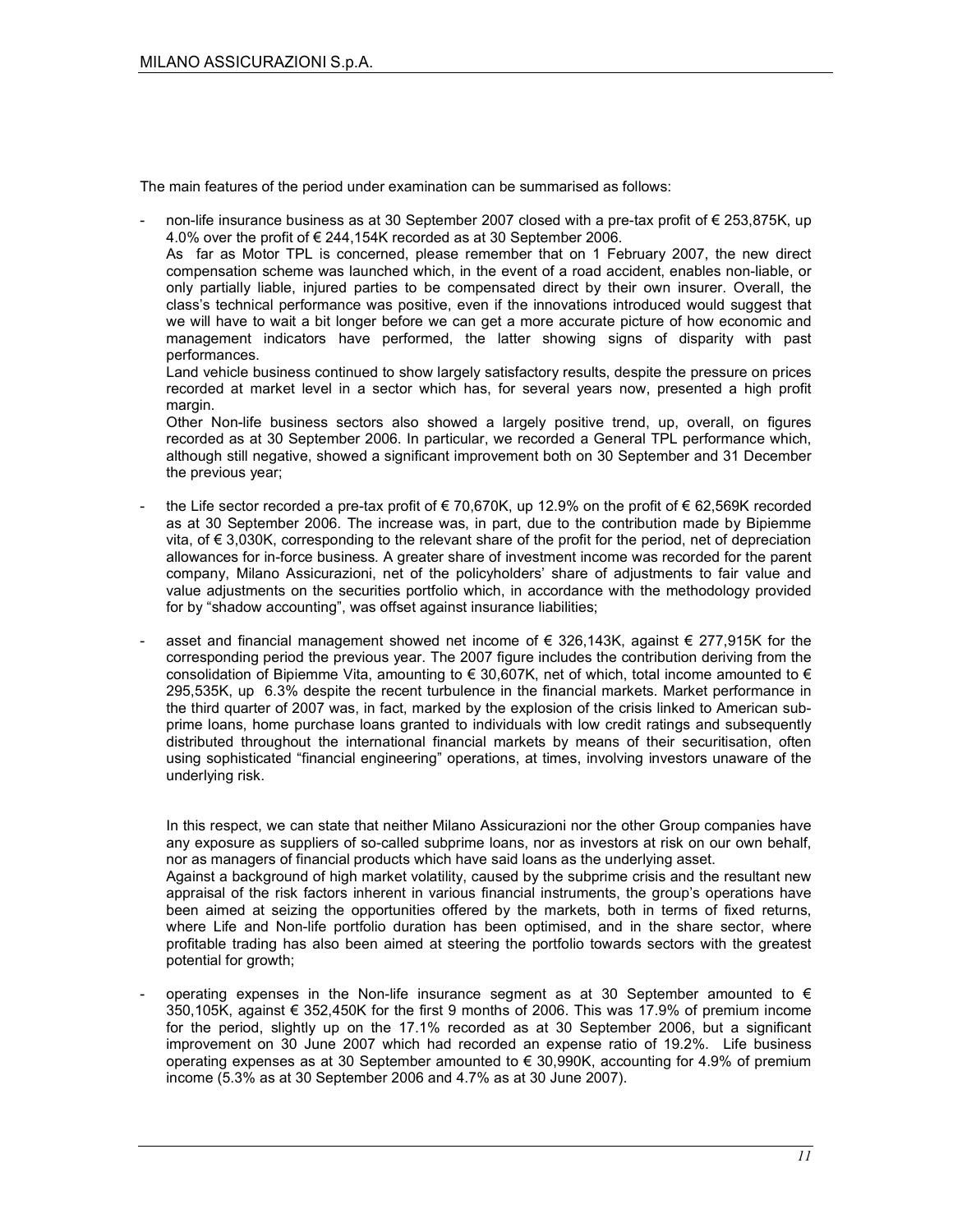The main features of the period under examination can be summarised as follows:

- non-life insurance business as at 30 September 2007 closed with a pre-tax profit of € 253,875K, up 4.0% over the profit of € 244,154K recorded as at 30 September 2006.
  As far as Motor TPL is concerned, please remember that on 1 February 2007, the new direct compensation scheme was launched which, in the event of a road accident, enables non-liable, or only partially liable, injured parties to be compensated direct by their own insurer. Overall, the class's technical performance was positive, even if the innovations introduced would suggest that we will have to wait a bit longer before we can get a more accurate picture of how economic and management indicators have performed, the latter showing signs of disparity with past performances.
  Land vehicle business continued to show largely satisfactory results, despite the pressure on prices recorded at market level in a sector which has, for several years now, presented a high profit margin.
  Other Non-life business sectors also showed a largely positive trend, up, overall, on figures recorded as at 30 September 2006. In particular, we recorded a General TPL performance which, although still negative, showed a significant improvement both on 30 September and 31 December the previous year;

- the Life sector recorded a pre-tax profit of € 70,670K, up 12.9% on the profit of € 62,569K recorded as at 30 September 2006. The increase was, in part, due to the contribution made by Bipiemme vita, of € 3,030K, corresponding to the relevant share of the profit for the period, net of depreciation allowances for in-force business. A greater share of investment income was recorded for the parent company, Milano Assicurazioni, net of the policyholders' share of adjustments to fair value and value adjustments on the securities portfolio which, in accordance with the methodology provided for by "shadow accounting", was offset against insurance liabilities;

- asset and financial management showed net income of € 326,143K, against € 277,915K for the corresponding period the previous year. The 2007 figure includes the contribution deriving from the consolidation of Bipiemme Vita, amounting to € 30,607K, net of which, total income amounted to € 295,535K, up 6.3% despite the recent turbulence in the financial markets. Market performance in the third quarter of 2007 was, in fact, marked by the explosion of the crisis linked to American sub-prime loans, home purchase loans granted to individuals with low credit ratings and subsequently distributed throughout the international financial markets by means of their securitisation, often using sophisticated "financial engineering" operations, at times, involving investors unaware of the underlying risk.

  In this respect, we can state that neither Milano Assicurazioni nor the other Group companies have any exposure as suppliers of so-called subprime loans, nor as investors at risk on our own behalf, nor as managers of financial products which have said loans as the underlying asset.
  Against a background of high market volatility, caused by the subprime crisis and the resultant new appraisal of the risk factors inherent in various financial instruments, the group's operations have been aimed at seizing the opportunities offered by the markets, both in terms of fixed returns, where Life and Non-life portfolio duration has been optimised, and in the share sector, where profitable trading has also been aimed at steering the portfolio towards sectors with the greatest potential for growth;

- operating expenses in the Non-life insurance segment as at 30 September amounted to € 350,105K, against € 352,450K for the first 9 months of 2006. This was 17.9% of premium income for the period, slightly up on the 17.1% recorded as at 30 September 2006, but a significant improvement on 30 June 2007 which had recorded an expense ratio of 19.2%. Life business operating expenses as at 30 September amounted to € 30,990K, accounting for 4.9% of premium income (5.3% as at 30 September 2006 and 4.7% as at 30 June 2007).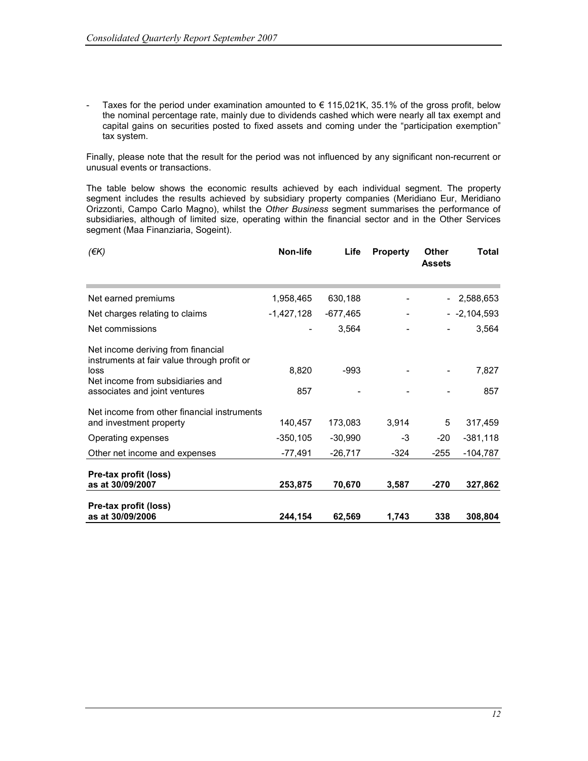- Taxes for the period under examination amounted to € 115,021K, 35.1% of the gross profit, below the nominal percentage rate, mainly due to dividends cashed which were nearly all tax exempt and capital gains on securities posted to fixed assets and coming under the "participation exemption" tax system.

Finally, please note that the result for the period was not influenced by any significant non-recurrent or unusual events or transactions.

The table below shows the economic results achieved by each individual segment. The property segment includes the results achieved by subsidiary property companies (Meridiano Eur, Meridiano Orizzonti, Campo Carlo Magno), whilst the *Other Business* segment summarises the performance of subsidiaries, although of limited size, operating within the financial sector and in the Other Services segment (Maa Finanziaria, Sogeint).

| *(€K)* | **Non-life** | **Life** | **Property** | **Other Assets** | **Total** |
|---|---|---|---|---|---|
| Net earned premiums | 1,958,465 | 630,188 | - | - | 2,588,653 |
| Net charges relating to claims | -1,427,128 | -677,465 | - | - | -2,104,593 |
| Net commissions | - | 3,564 | - | - | 3,564 |
| Net income deriving from financial instruments at fair value through profit or loss | 8,820 | -993 | - | - | 7,827 |
| Net income from subsidiaries and associates and joint ventures | 857 | - | - | - | 857 |
| Net income from other financial instruments and investment property | 140,457 | 173,083 | 3,914 | 5 | 317,459 |
| Operating expenses | -350,105 | -30,990 | -3 | -20 | -381,118 |
| Other net income and expenses | -77,491 | -26,717 | -324 | -255 | -104,787 |
| **Pre-tax profit (loss) as at 30/09/2007** | **253,875** | **70,670** | **3,587** | **-270** | **327,862** |
| **Pre-tax profit (loss) as at 30/09/2006** | **244,154** | **62,569** | **1,743** | **338** | **308,804** |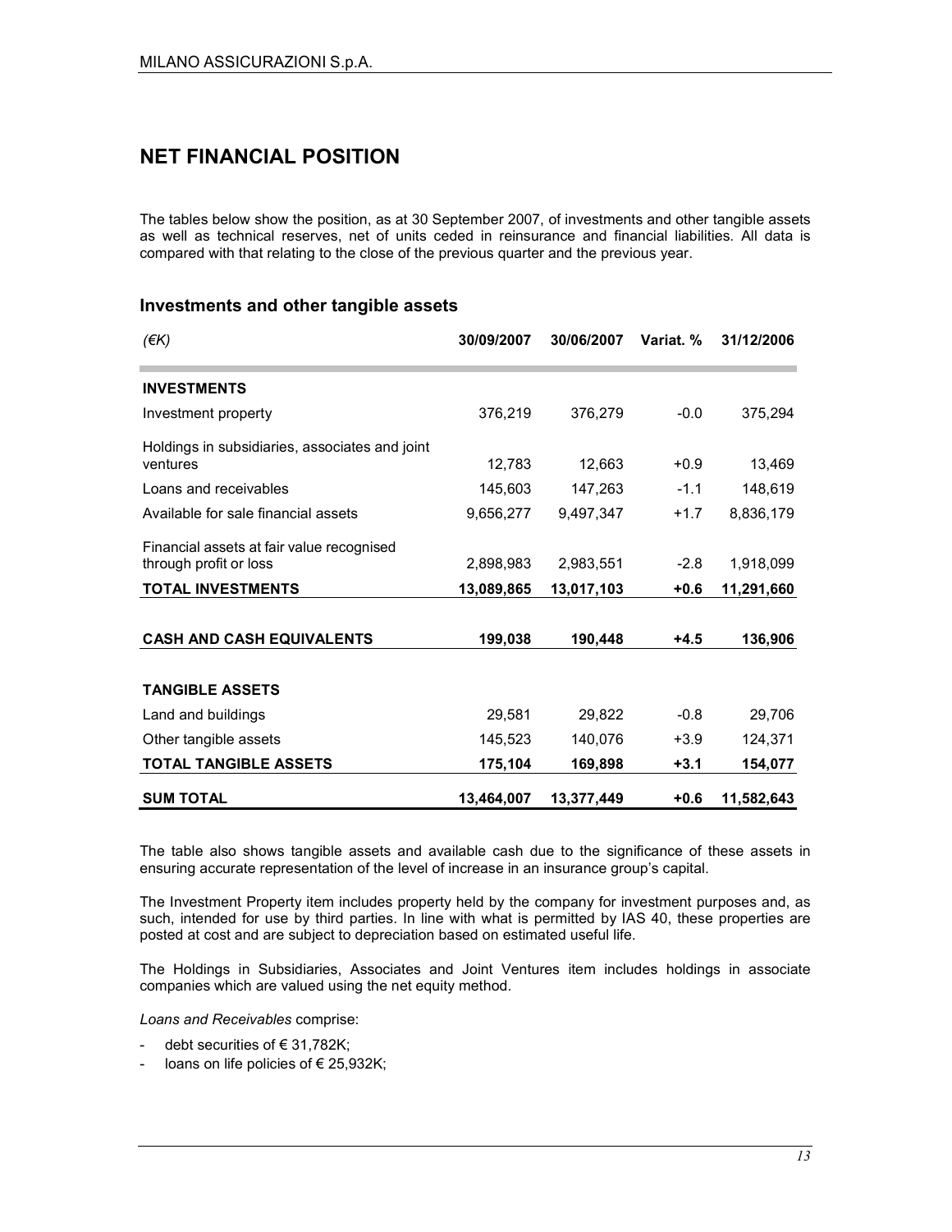## NET FINANCIAL POSITION

The tables below show the position, as at 30 September 2007, of investments and other tangible assets as well as technical reserves, net of units ceded in reinsurance and financial liabilities. All data is compared with that relating to the close of the previous quarter and the previous year.

### Investments and other tangible assets

| *(€K)* | 30/09/2007 | 30/06/2007 | Variat. % | 31/12/2006 |
|---|---|---|---|---|
| **INVESTMENTS** | | | | |
| Investment property | 376,219 | 376,279 | -0.0 | 375,294 |
| Holdings in subsidiaries, associates and joint ventures | 12,783 | 12,663 | +0.9 | 13,469 |
| Loans and receivables | 145,603 | 147,263 | -1.1 | 148,619 |
| Available for sale financial assets | 9,656,277 | 9,497,347 | +1.7 | 8,836,179 |
| Financial assets at fair value recognised through profit or loss | 2,898,983 | 2,983,551 | -2.8 | 1,918,099 |
| **TOTAL INVESTMENTS** | **13,089,865** | **13,017,103** | **+0.6** | **11,291,660** |
| **CASH AND CASH EQUIVALENTS** | **199,038** | **190,448** | **+4.5** | **136,906** |
| **TANGIBLE ASSETS** | | | | |
| Land and buildings | 29,581 | 29,822 | -0.8 | 29,706 |
| Other tangible assets | 145,523 | 140,076 | +3.9 | 124,371 |
| **TOTAL TANGIBLE ASSETS** | **175,104** | **169,898** | **+3.1** | **154,077** |
| **SUM TOTAL** | **13,464,007** | **13,377,449** | **+0.6** | **11,582,643** |

The table also shows tangible assets and available cash due to the significance of these assets in ensuring accurate representation of the level of increase in an insurance group's capital.

The Investment Property item includes property held by the company for investment purposes and, as such, intended for use by third parties. In line with what is permitted by IAS 40, these properties are posted at cost and are subject to depreciation based on estimated useful life.

The Holdings in Subsidiaries, Associates and Joint Ventures item includes holdings in associate companies which are valued using the net equity method.

*Loans and Receivables* comprise:

- debt securities of € 31,782K;
- loans on life policies of € 25,932K;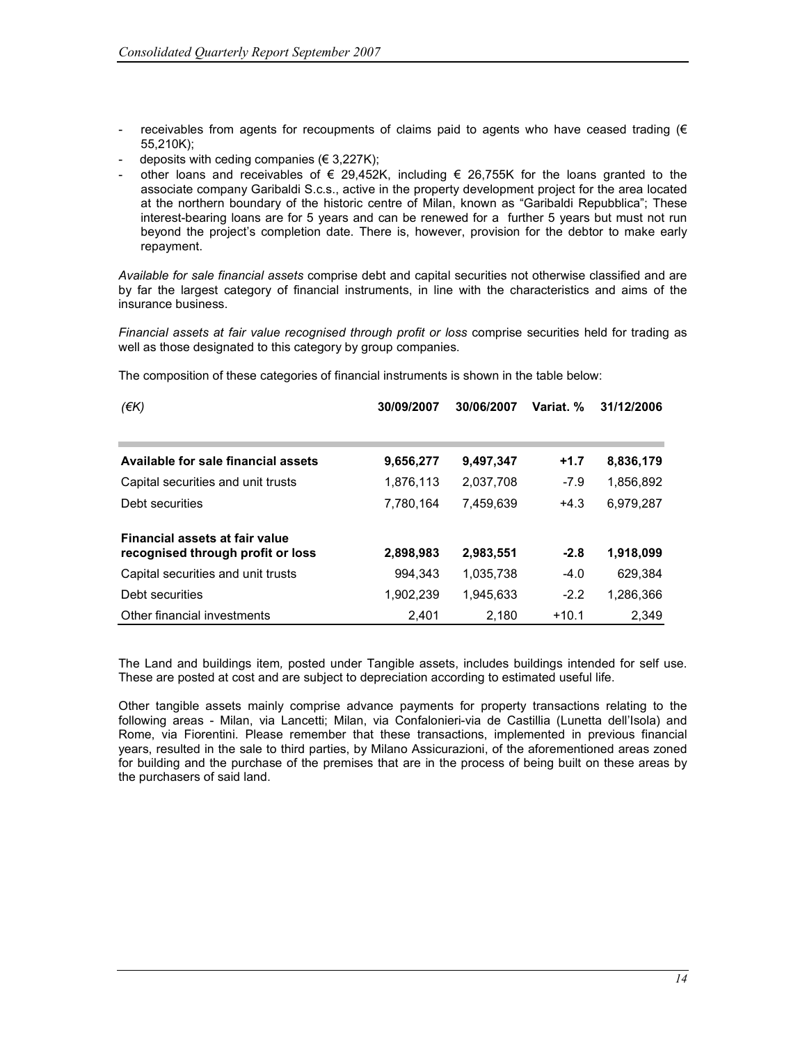- receivables from agents for recoupments of claims paid to agents who have ceased trading (€ 55,210K);
- deposits with ceding companies (€ 3,227K);
- other loans and receivables of € 29,452K, including € 26,755K for the loans granted to the associate company Garibaldi S.c.s., active in the property development project for the area located at the northern boundary of the historic centre of Milan, known as "Garibaldi Repubblica"; These interest-bearing loans are for 5 years and can be renewed for a further 5 years but must not run beyond the project's completion date. There is, however, provision for the debtor to make early repayment.

*Available for sale financial assets* comprise debt and capital securities not otherwise classified and are by far the largest category of financial instruments, in line with the characteristics and aims of the insurance business.

*Financial assets at fair value recognised through profit or loss* comprise securities held for trading as well as those designated to this category by group companies.

The composition of these categories of financial instruments is shown in the table below:

| *(€K)* | 30/09/2007 | 30/06/2007 | Variat. % | 31/12/2006 |
|---|---|---|---|---|
| **Available for sale financial assets** | **9,656,277** | **9,497,347** | **+1.7** | **8,836,179** |
| Capital securities and unit trusts | 1,876,113 | 2,037,708 | -7.9 | 1,856,892 |
| Debt securities | 7,780,164 | 7,459,639 | +4.3 | 6,979,287 |
| **Financial assets at fair value recognised through profit or loss** | **2,898,983** | **2,983,551** | **-2.8** | **1,918,099** |
| Capital securities and unit trusts | 994,343 | 1,035,738 | -4.0 | 629,384 |
| Debt securities | 1,902,239 | 1,945,633 | -2.2 | 1,286,366 |
| Other financial investments | 2,401 | 2,180 | +10.1 | 2,349 |

The Land and buildings item, posted under Tangible assets, includes buildings intended for self use. These are posted at cost and are subject to depreciation according to estimated useful life.

Other tangible assets mainly comprise advance payments for property transactions relating to the following areas - Milan, via Lancetti; Milan, via Confalonieri-via de Castillia (Lunetta dell'Isola) and Rome, via Fiorentini. Please remember that these transactions, implemented in previous financial years, resulted in the sale to third parties, by Milano Assicurazioni, of the aforementioned areas zoned for building and the purchase of the premises that are in the process of being built on these areas by the purchasers of said land.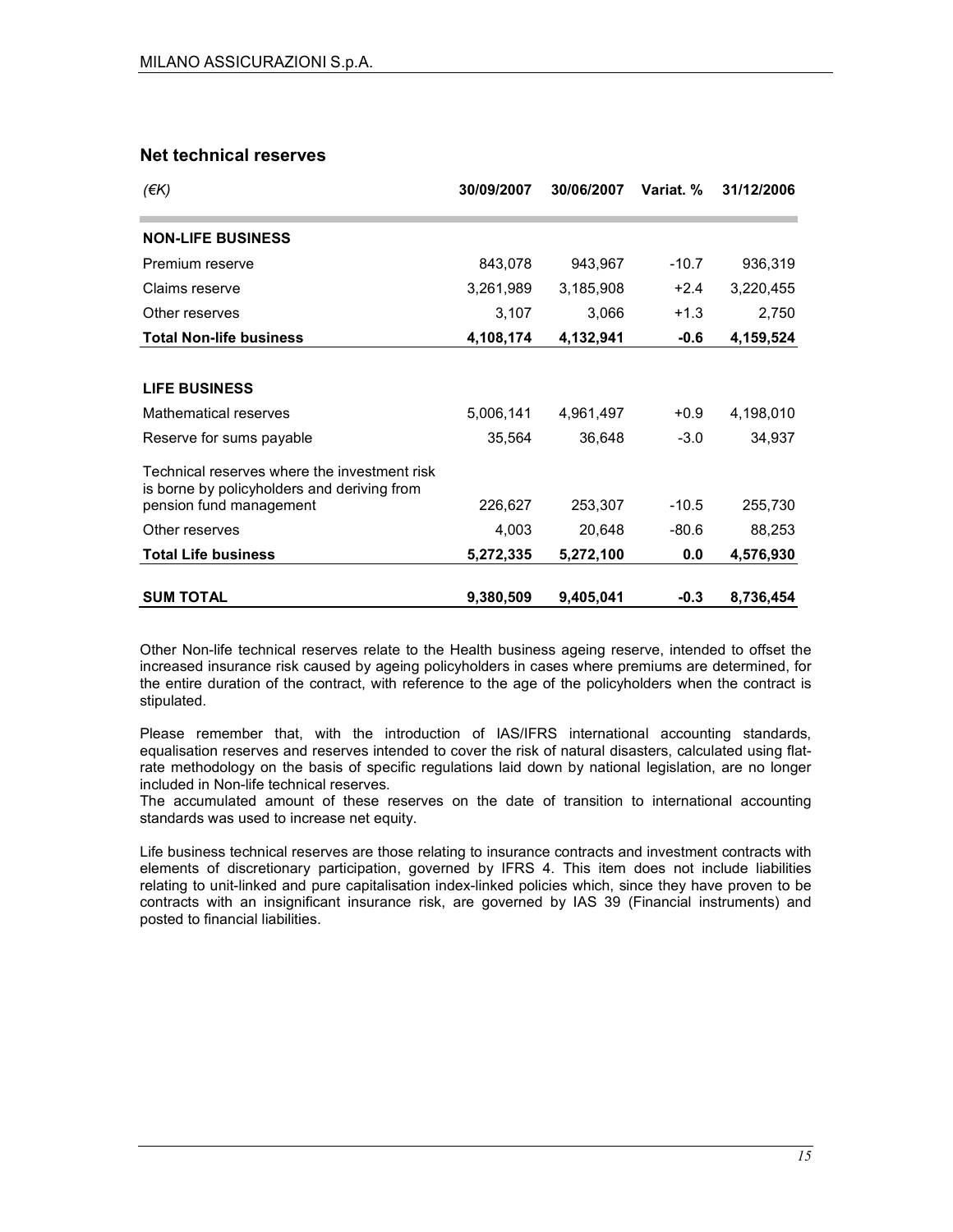## Net technical reserves

| *(€K)* | 30/09/2007 | 30/06/2007 | Variat. % | 31/12/2006 |
|---|---|---|---|---|
| **NON-LIFE BUSINESS** | | | | |
| Premium reserve | 843,078 | 943,967 | -10.7 | 936,319 |
| Claims reserve | 3,261,989 | 3,185,908 | +2.4 | 3,220,455 |
| Other reserves | 3,107 | 3,066 | +1.3 | 2,750 |
| **Total Non-life business** | **4,108,174** | **4,132,941** | **-0.6** | **4,159,524** |
| | | | | |
| **LIFE BUSINESS** | | | | |
| Mathematical reserves | 5,006,141 | 4,961,497 | +0.9 | 4,198,010 |
| Reserve for sums payable | 35,564 | 36,648 | -3.0 | 34,937 |
| Technical reserves where the investment risk is borne by policyholders and deriving from pension fund management | 226,627 | 253,307 | -10.5 | 255,730 |
| Other reserves | 4,003 | 20,648 | -80.6 | 88,253 |
| **Total Life business** | **5,272,335** | **5,272,100** | **0.0** | **4,576,930** |
| | | | | |
| **SUM TOTAL** | **9,380,509** | **9,405,041** | **-0.3** | **8,736,454** |

Other Non-life technical reserves relate to the Health business ageing reserve, intended to offset the increased insurance risk caused by ageing policyholders in cases where premiums are determined, for the entire duration of the contract, with reference to the age of the policyholders when the contract is stipulated.

Please remember that, with the introduction of IAS/IFRS international accounting standards, equalisation reserves and reserves intended to cover the risk of natural disasters, calculated using flat-rate methodology on the basis of specific regulations laid down by national legislation, are no longer included in Non-life technical reserves.
The accumulated amount of these reserves on the date of transition to international accounting standards was used to increase net equity.

Life business technical reserves are those relating to insurance contracts and investment contracts with elements of discretionary participation, governed by IFRS 4. This item does not include liabilities relating to unit-linked and pure capitalisation index-linked policies which, since they have proven to be contracts with an insignificant insurance risk, are governed by IAS 39 (Financial instruments) and posted to financial liabilities.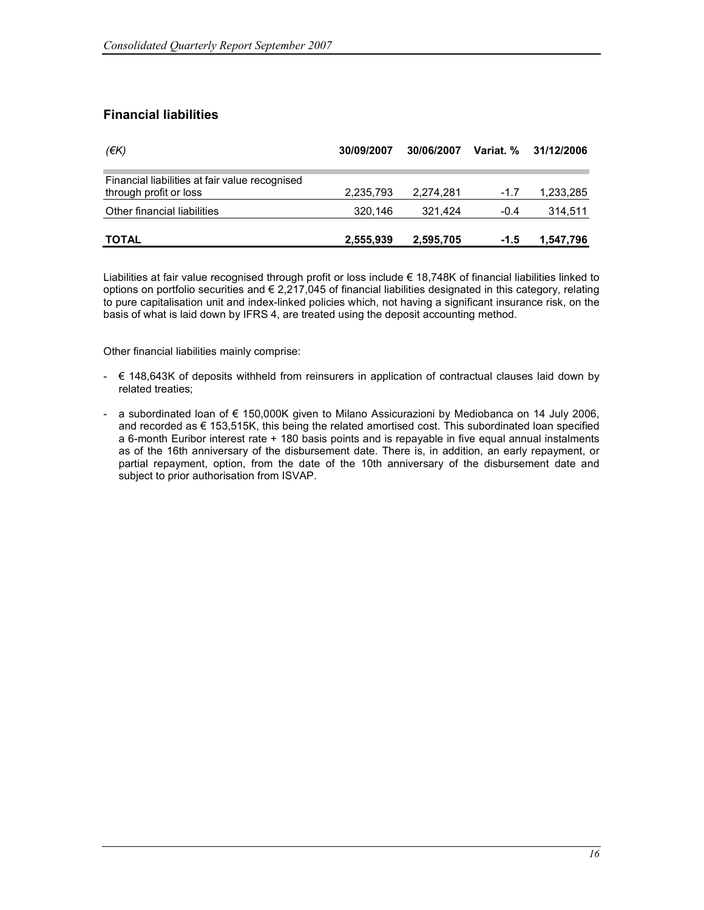## Financial liabilities

| *(€K)* | 30/09/2007 | 30/06/2007 | Variat. % | 31/12/2006 |
|---|---|---|---|---|
| Financial liabilities at fair value recognised through profit or loss | 2,235,793 | 2,274,281 | -1.7 | 1,233,285 |
| Other financial liabilities | 320,146 | 321,424 | -0.4 | 314,511 |
| **TOTAL** | **2,555,939** | **2,595,705** | **-1.5** | **1,547,796** |

Liabilities at fair value recognised through profit or loss include € 18,748K of financial liabilities linked to options on portfolio securities and € 2,217,045 of financial liabilities designated in this category, relating to pure capitalisation unit and index-linked policies which, not having a significant insurance risk, on the basis of what is laid down by IFRS 4, are treated using the deposit accounting method.

Other financial liabilities mainly comprise:

- € 148,643K of deposits withheld from reinsurers in application of contractual clauses laid down by related treaties;
- a subordinated loan of € 150,000K given to Milano Assicurazioni by Mediobanca on 14 July 2006, and recorded as € 153,515K, this being the related amortised cost. This subordinated loan specified a 6-month Euribor interest rate + 180 basis points and is repayable in five equal annual instalments as of the 16th anniversary of the disbursement date. There is, in addition, an early repayment, or partial repayment, option, from the date of the 10th anniversary of the disbursement date and subject to prior authorisation from ISVAP.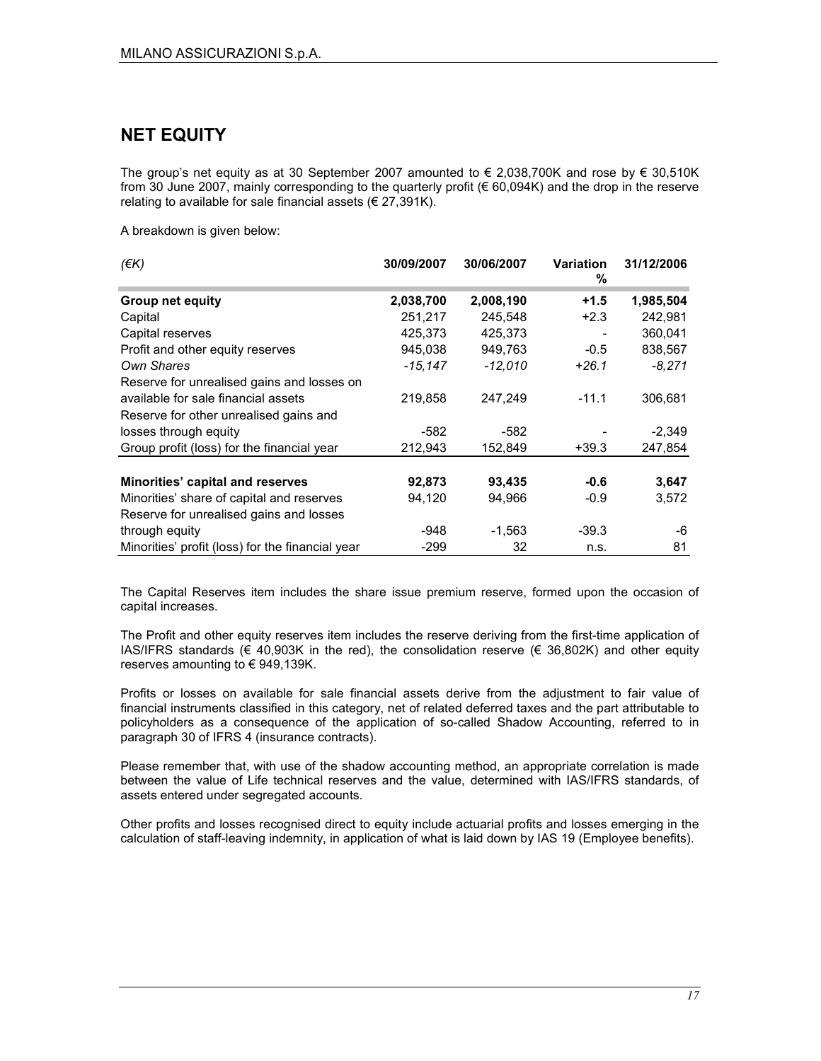## NET EQUITY

The group's net equity as at 30 September 2007 amounted to € 2,038,700K and rose by € 30,510K from 30 June 2007, mainly corresponding to the quarterly profit (€ 60,094K) and the drop in the reserve relating to available for sale financial assets (€ 27,391K).

A breakdown is given below:

| *(€K)* | 30/09/2007 | 30/06/2007 | Variation % | 31/12/2006 |
|---|---|---|---|---|
| **Group net equity** | **2,038,700** | **2,008,190** | **+1.5** | **1,985,504** |
| Capital | 251,217 | 245,548 | +2.3 | 242,981 |
| Capital reserves | 425,373 | 425,373 | - | 360,041 |
| Profit and other equity reserves | 945,038 | 949,763 | -0.5 | 838,567 |
| *Own Shares* | *-15,147* | *-12,010* | *+26.1* | *-8,271* |
| Reserve for unrealised gains and losses on available for sale financial assets | 219,858 | 247,249 | -11.1 | 306,681 |
| Reserve for other unrealised gains and losses through equity | -582 | -582 | - | -2,349 |
| Group profit (loss) for the financial year | 212,943 | 152,849 | +39.3 | 247,854 |
| **Minorities' capital and reserves** | **92,873** | **93,435** | **-0.6** | **3,647** |
| Minorities' share of capital and reserves | 94,120 | 94,966 | -0.9 | 3,572 |
| Reserve for unrealised gains and losses through equity | -948 | -1,563 | -39.3 | -6 |
| Minorities' profit (loss) for the financial year | -299 | 32 | n.s. | 81 |

The Capital Reserves item includes the share issue premium reserve, formed upon the occasion of capital increases.

The Profit and other equity reserves item includes the reserve deriving from the first-time application of IAS/IFRS standards (€ 40,903K in the red), the consolidation reserve (€ 36,802K) and other equity reserves amounting to € 949,139K.

Profits or losses on available for sale financial assets derive from the adjustment to fair value of financial instruments classified in this category, net of related deferred taxes and the part attributable to policyholders as a consequence of the application of so-called Shadow Accounting, referred to in paragraph 30 of IFRS 4 (insurance contracts).

Please remember that, with use of the shadow accounting method, an appropriate correlation is made between the value of Life technical reserves and the value, determined with IAS/IFRS standards, of assets entered under segregated accounts.

Other profits and losses recognised direct to equity include actuarial profits and losses emerging in the calculation of staff-leaving indemnity, in application of what is laid down by IAS 19 (Employee benefits).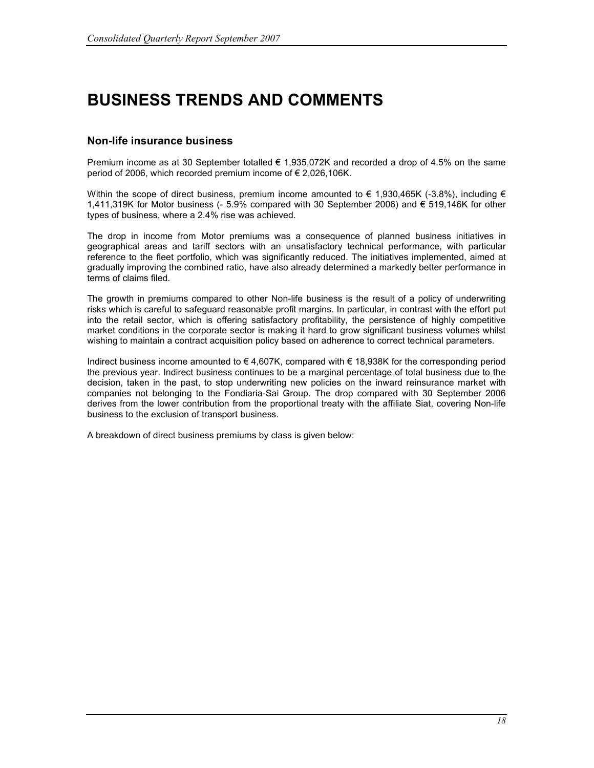# BUSINESS TRENDS AND COMMENTS

## Non-life insurance business

Premium income as at 30 September totalled € 1,935,072K and recorded a drop of 4.5% on the same period of 2006, which recorded premium income of € 2,026,106K.

Within the scope of direct business, premium income amounted to € 1,930,465K (-3.8%), including € 1,411,319K for Motor business (- 5.9% compared with 30 September 2006) and € 519,146K for other types of business, where a 2.4% rise was achieved.

The drop in income from Motor premiums was a consequence of planned business initiatives in geographical areas and tariff sectors with an unsatisfactory technical performance, with particular reference to the fleet portfolio, which was significantly reduced. The initiatives implemented, aimed at gradually improving the combined ratio, have also already determined a markedly better performance in terms of claims filed.

The growth in premiums compared to other Non-life business is the result of a policy of underwriting risks which is careful to safeguard reasonable profit margins. In particular, in contrast with the effort put into the retail sector, which is offering satisfactory profitability, the persistence of highly competitive market conditions in the corporate sector is making it hard to grow significant business volumes whilst wishing to maintain a contract acquisition policy based on adherence to correct technical parameters.

Indirect business income amounted to € 4,607K, compared with € 18,938K for the corresponding period the previous year. Indirect business continues to be a marginal percentage of total business due to the decision, taken in the past, to stop underwriting new policies on the inward reinsurance market with companies not belonging to the Fondiaria-Sai Group. The drop compared with 30 September 2006 derives from the lower contribution from the proportional treaty with the affiliate Siat, covering Non-life business to the exclusion of transport business.

A breakdown of direct business premiums by class is given below: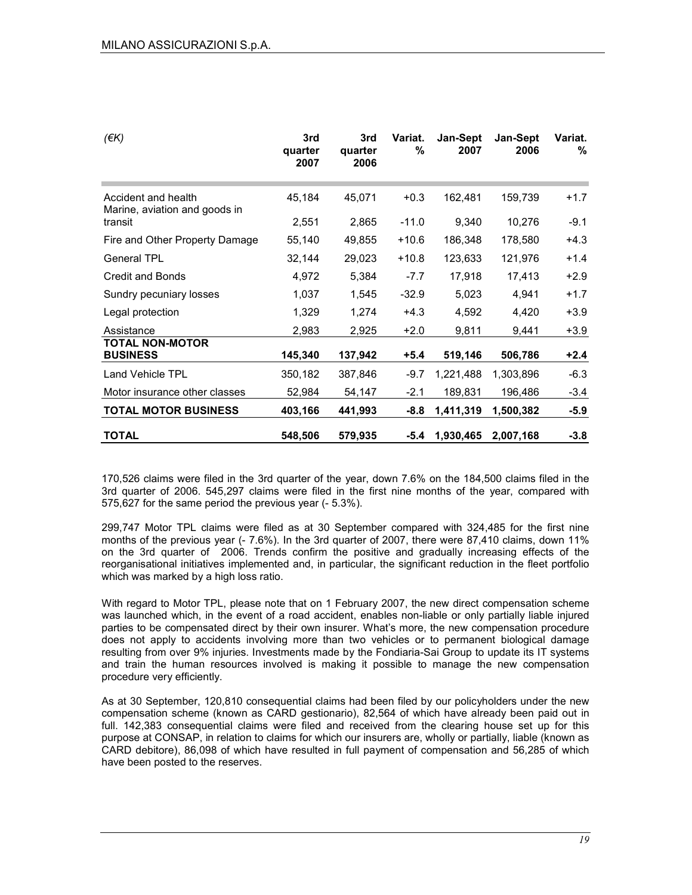| (€K) | 3rd quarter 2007 | 3rd quarter 2006 | Variat. % | Jan-Sept 2007 | Jan-Sept 2006 | Variat. % |
|---|---|---|---|---|---|---|
| Accident and health | 45,184 | 45,071 | +0.3 | 162,481 | 159,739 | +1.7 |
| Marine, aviation and goods in transit | 2,551 | 2,865 | -11.0 | 9,340 | 10,276 | -9.1 |
| Fire and Other Property Damage | 55,140 | 49,855 | +10.6 | 186,348 | 178,580 | +4.3 |
| General TPL | 32,144 | 29,023 | +10.8 | 123,633 | 121,976 | +1.4 |
| Credit and Bonds | 4,972 | 5,384 | -7.7 | 17,918 | 17,413 | +2.9 |
| Sundry pecuniary losses | 1,037 | 1,545 | -32.9 | 5,023 | 4,941 | +1.7 |
| Legal protection | 1,329 | 1,274 | +4.3 | 4,592 | 4,420 | +3.9 |
| Assistance | 2,983 | 2,925 | +2.0 | 9,811 | 9,441 | +3.9 |
| **TOTAL NON-MOTOR BUSINESS** | **145,340** | **137,942** | **+5.4** | **519,146** | **506,786** | **+2.4** |
| Land Vehicle TPL | 350,182 | 387,846 | -9.7 | 1,221,488 | 1,303,896 | -6.3 |
| Motor insurance other classes | 52,984 | 54,147 | -2.1 | 189,831 | 196,486 | -3.4 |
| **TOTAL MOTOR BUSINESS** | **403,166** | **441,993** | **-8.8** | **1,411,319** | **1,500,382** | **-5.9** |
| **TOTAL** | **548,506** | **579,935** | **-5.4** | **1,930,465** | **2,007,168** | **-3.8** |

170,526 claims were filed in the 3rd quarter of the year, down 7.6% on the 184,500 claims filed in the 3rd quarter of 2006. 545,297 claims were filed in the first nine months of the year, compared with 575,627 for the same period the previous year (- 5.3%).

299,747 Motor TPL claims were filed as at 30 September compared with 324,485 for the first nine months of the previous year (- 7.6%). In the 3rd quarter of 2007, there were 87,410 claims, down 11% on the 3rd quarter of 2006. Trends confirm the positive and gradually increasing effects of the reorganisational initiatives implemented and, in particular, the significant reduction in the fleet portfolio which was marked by a high loss ratio.

With regard to Motor TPL, please note that on 1 February 2007, the new direct compensation scheme was launched which, in the event of a road accident, enables non-liable or only partially liable injured parties to be compensated direct by their own insurer. What's more, the new compensation procedure does not apply to accidents involving more than two vehicles or to permanent biological damage resulting from over 9% injuries. Investments made by the Fondiaria-Sai Group to update its IT systems and train the human resources involved is making it possible to manage the new compensation procedure very efficiently.

As at 30 September, 120,810 consequential claims had been filed by our policyholders under the new compensation scheme (known as CARD gestionario), 82,564 of which have already been paid out in full. 142,383 consequential claims were filed and received from the clearing house set up for this purpose at CONSAP, in relation to claims for which our insurers are, wholly or partially, liable (known as CARD debitore), 86,098 of which have resulted in full payment of compensation and 56,285 of which have been posted to the reserves.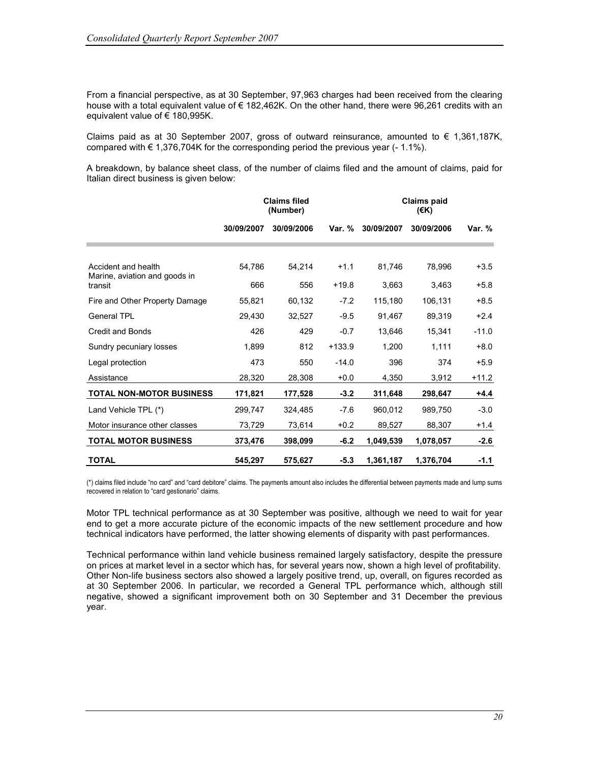From a financial perspective, as at 30 September, 97,963 charges had been received from the clearing house with a total equivalent value of € 182,462K. On the other hand, there were 96,261 credits with an equivalent value of € 180,995K.

Claims paid as at 30 September 2007, gross of outward reinsurance, amounted to € 1,361,187K, compared with € 1,376,704K for the corresponding period the previous year (- 1.1%).

A breakdown, by balance sheet class, of the number of claims filed and the amount of claims, paid for Italian direct business is given below:

| | Claims filed (Number) | | | Claims paid (€K) | | |
|---|---|---|---|---|---|---|
| | 30/09/2007 | 30/09/2006 | Var. % | 30/09/2007 | 30/09/2006 | Var. % |
| Accident and health | 54,786 | 54,214 | +1.1 | 81,746 | 78,996 | +3.5 |
| Marine, aviation and goods in transit | 666 | 556 | +19.8 | 3,663 | 3,463 | +5.8 |
| Fire and Other Property Damage | 55,821 | 60,132 | -7.2 | 115,180 | 106,131 | +8.5 |
| General TPL | 29,430 | 32,527 | -9.5 | 91,467 | 89,319 | +2.4 |
| Credit and Bonds | 426 | 429 | -0.7 | 13,646 | 15,341 | -11.0 |
| Sundry pecuniary losses | 1,899 | 812 | +133.9 | 1,200 | 1,111 | +8.0 |
| Legal protection | 473 | 550 | -14.0 | 396 | 374 | +5.9 |
| Assistance | 28,320 | 28,308 | +0.0 | 4,350 | 3,912 | +11.2 |
| **TOTAL NON-MOTOR BUSINESS** | **171,821** | **177,528** | **-3.2** | **311,648** | **298,647** | **+4.4** |
| Land Vehicle TPL (*) | 299,747 | 324,485 | -7.6 | 960,012 | 989,750 | -3.0 |
| Motor insurance other classes | 73,729 | 73,614 | +0.2 | 89,527 | 88,307 | +1.4 |
| **TOTAL MOTOR BUSINESS** | **373,476** | **398,099** | **-6.2** | **1,049,539** | **1,078,057** | **-2.6** |
| **TOTAL** | **545,297** | **575,627** | **-5.3** | **1,361,187** | **1,376,704** | **-1.1** |

(*) claims filed include "no card" and "card debitore" claims. The payments amount also includes the differential between payments made and lump sums recovered in relation to "card gestionario" claims.

Motor TPL technical performance as at 30 September was positive, although we need to wait for year end to get a more accurate picture of the economic impacts of the new settlement procedure and how technical indicators have performed, the latter showing elements of disparity with past performances.

Technical performance within land vehicle business remained largely satisfactory, despite the pressure on prices at market level in a sector which has, for several years now, shown a high level of profitability. Other Non-life business sectors also showed a largely positive trend, up, overall, on figures recorded as at 30 September 2006. In particular, we recorded a General TPL performance which, although still negative, showed a significant improvement both on 30 September and 31 December the previous year.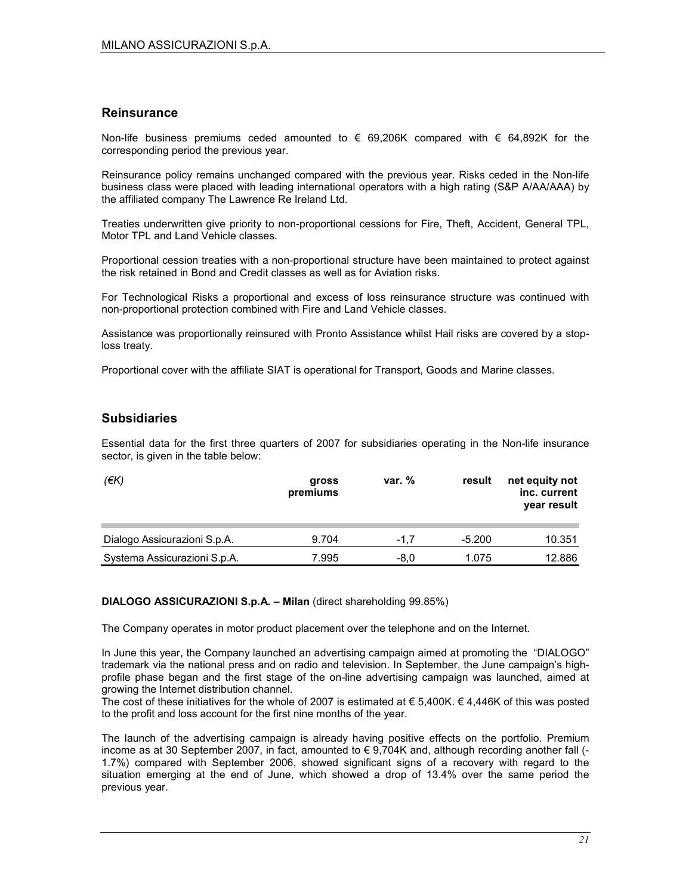## Reinsurance

Non-life business premiums ceded amounted to € 69,206K compared with € 64,892K for the corresponding period the previous year.

Reinsurance policy remains unchanged compared with the previous year. Risks ceded in the Non-life business class were placed with leading international operators with a high rating (S&P A/AA/AAA) by the affiliated company The Lawrence Re Ireland Ltd.

Treaties underwritten give priority to non-proportional cessions for Fire, Theft, Accident, General TPL, Motor TPL and Land Vehicle classes.

Proportional cession treaties with a non-proportional structure have been maintained to protect against the risk retained in Bond and Credit classes as well as for Aviation risks.

For Technological Risks a proportional and excess of loss reinsurance structure was continued with non-proportional protection combined with Fire and Land Vehicle classes.

Assistance was proportionally reinsured with Pronto Assistance whilst Hail risks are covered by a stop-loss treaty.

Proportional cover with the affiliate SIAT is operational for Transport, Goods and Marine classes.

## Subsidiaries

Essential data for the first three quarters of 2007 for subsidiaries operating in the Non-life insurance sector, is given in the table below:

| *(€K)* | gross premiums | var. % | result | net equity not inc. current year result |
|---|---|---|---|---|
| Dialogo Assicurazioni S.p.A. | 9.704 | -1,7 | -5.200 | 10.351 |
| Systema Assicurazioni S.p.A. | 7.995 | -8,0 | 1.075 | 12.886 |

**DIALOGO ASSICURAZIONI S.p.A. – Milan** (direct shareholding 99.85%)

The Company operates in motor product placement over the telephone and on the Internet.

In June this year, the Company launched an advertising campaign aimed at promoting the "DIALOGO" trademark via the national press and on radio and television. In September, the June campaign's high-profile phase began and the first stage of the on-line advertising campaign was launched, aimed at growing the Internet distribution channel.
The cost of these initiatives for the whole of 2007 is estimated at € 5,400K. € 4,446K of this was posted to the profit and loss account for the first nine months of the year.

The launch of the advertising campaign is already having positive effects on the portfolio. Premium income as at 30 September 2007, in fact, amounted to € 9,704K and, although recording another fall (-1.7%) compared with September 2006, showed significant signs of a recovery with regard to the situation emerging at the end of June, which showed a drop of 13.4% over the same period the previous year.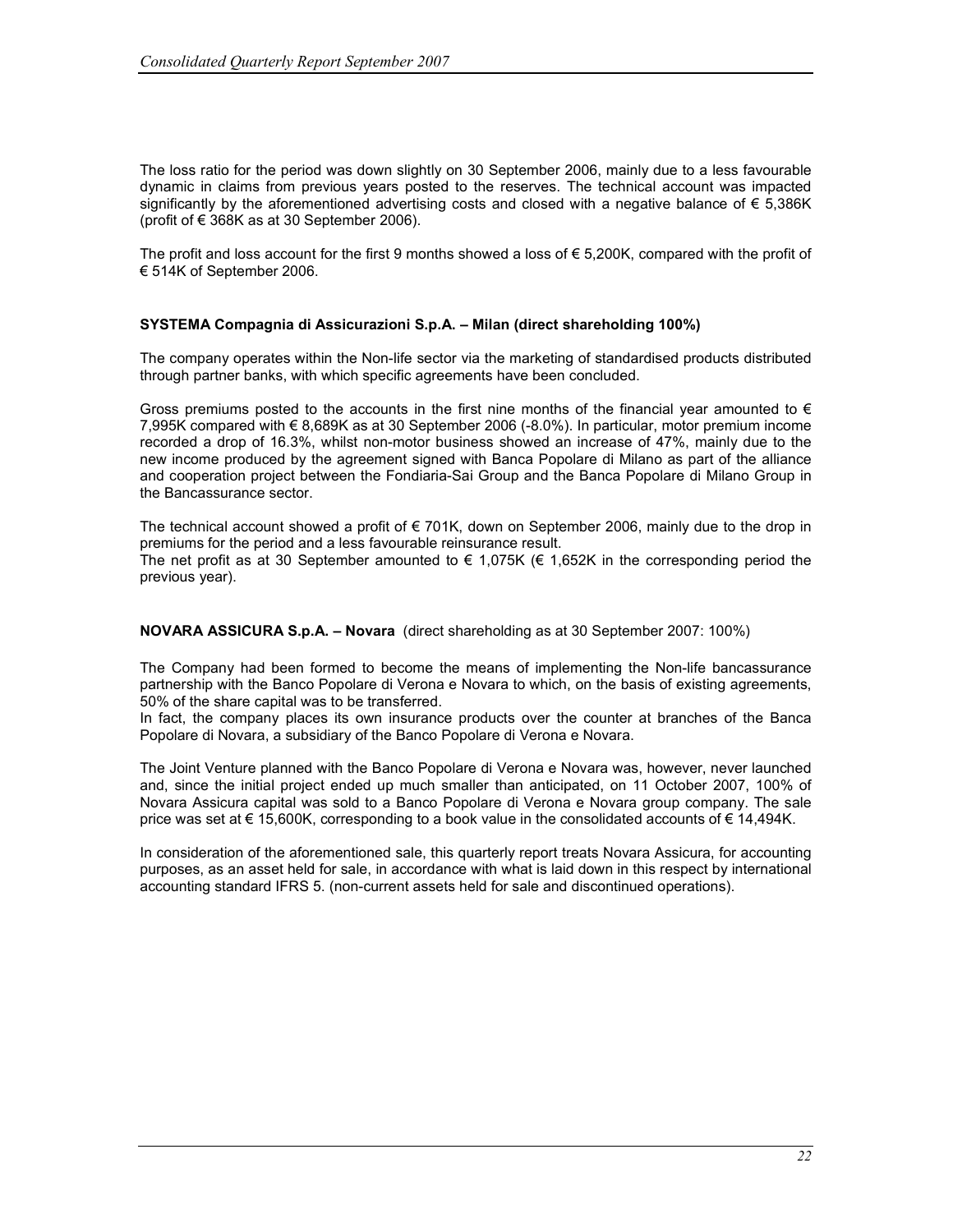The loss ratio for the period was down slightly on 30 September 2006, mainly due to a less favourable dynamic in claims from previous years posted to the reserves. The technical account was impacted significantly by the aforementioned advertising costs and closed with a negative balance of € 5,386K (profit of € 368K as at 30 September 2006).

The profit and loss account for the first 9 months showed a loss of € 5,200K, compared with the profit of € 514K of September 2006.

**SYSTEMA Compagnia di Assicurazioni S.p.A. – Milan (direct shareholding 100%)**

The company operates within the Non-life sector via the marketing of standardised products distributed through partner banks, with which specific agreements have been concluded.

Gross premiums posted to the accounts in the first nine months of the financial year amounted to € 7,995K compared with € 8,689K as at 30 September 2006 (-8.0%). In particular, motor premium income recorded a drop of 16.3%, whilst non-motor business showed an increase of 47%, mainly due to the new income produced by the agreement signed with Banca Popolare di Milano as part of the alliance and cooperation project between the Fondiaria-Sai Group and the Banca Popolare di Milano Group in the Bancassurance sector.

The technical account showed a profit of € 701K, down on September 2006, mainly due to the drop in premiums for the period and a less favourable reinsurance result.
The net profit as at 30 September amounted to € 1,075K (€ 1,652K in the corresponding period the previous year).

**NOVARA ASSICURA S.p.A. – Novara** (direct shareholding as at 30 September 2007: 100%)

The Company had been formed to become the means of implementing the Non-life bancassurance partnership with the Banco Popolare di Verona e Novara to which, on the basis of existing agreements, 50% of the share capital was to be transferred.
In fact, the company places its own insurance products over the counter at branches of the Banca Popolare di Novara, a subsidiary of the Banco Popolare di Verona e Novara.

The Joint Venture planned with the Banco Popolare di Verona e Novara was, however, never launched and, since the initial project ended up much smaller than anticipated, on 11 October 2007, 100% of Novara Assicura capital was sold to a Banco Popolare di Verona e Novara group company. The sale price was set at € 15,600K, corresponding to a book value in the consolidated accounts of € 14,494K.

In consideration of the aforementioned sale, this quarterly report treats Novara Assicura, for accounting purposes, as an asset held for sale, in accordance with what is laid down in this respect by international accounting standard IFRS 5. (non-current assets held for sale and discontinued operations).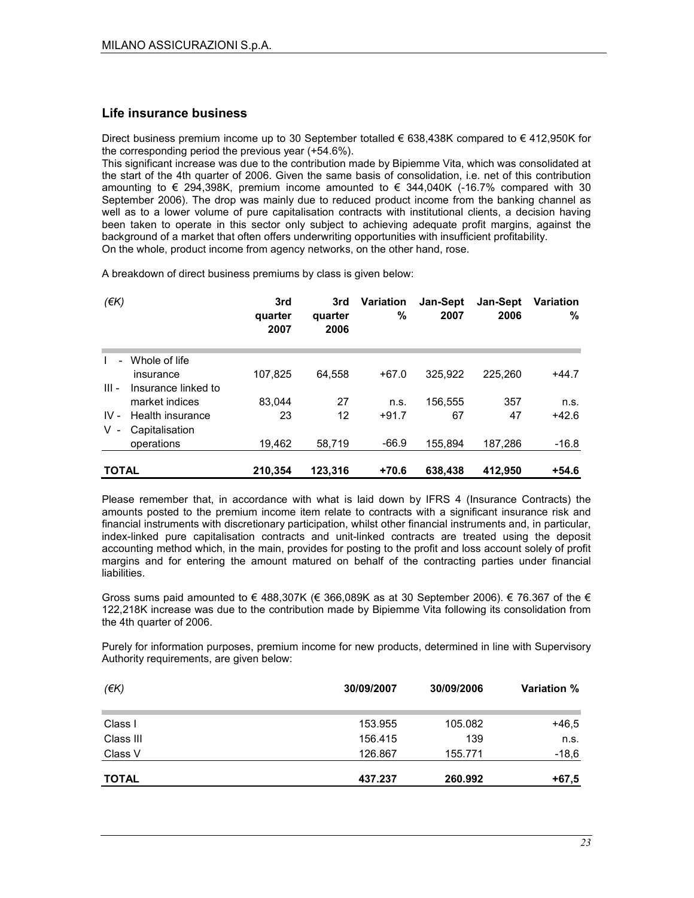## Life insurance business

Direct business premium income up to 30 September totalled € 638,438K compared to € 412,950K for the corresponding period the previous year (+54.6%).

This significant increase was due to the contribution made by Bipiemme Vita, which was consolidated at the start of the 4th quarter of 2006. Given the same basis of consolidation, i.e. net of this contribution amounting to € 294,398K, premium income amounted to € 344,040K (-16.7% compared with 30 September 2006). The drop was mainly due to reduced product income from the banking channel as well as to a lower volume of pure capitalisation contracts with institutional clients, a decision having been taken to operate in this sector only subject to achieving adequate profit margins, against the background of a market that often offers underwriting opportunities with insufficient profitability.

On the whole, product income from agency networks, on the other hand, rose.

A breakdown of direct business premiums by class is given below:

| *(€K)* | 3rd quarter 2007 | 3rd quarter 2006 | Variation % | Jan-Sept 2007 | Jan-Sept 2006 | Variation % |
|---|---|---|---|---|---|---|
| I - Whole of life insurance | 107,825 | 64,558 | +67.0 | 325,922 | 225,260 | +44.7 |
| III - Insurance linked to market indices | 83,044 | 27 | n.s. | 156,555 | 357 | n.s. |
| IV - Health insurance | 23 | 12 | +91.7 | 67 | 47 | +42.6 |
| V - Capitalisation operations | 19,462 | 58,719 | -66.9 | 155,894 | 187,286 | -16.8 |
| **TOTAL** | **210,354** | **123,316** | **+70.6** | **638,438** | **412,950** | **+54.6** |

Please remember that, in accordance with what is laid down by IFRS 4 (Insurance Contracts) the amounts posted to the premium income item relate to contracts with a significant insurance risk and financial instruments with discretionary participation, whilst other financial instruments and, in particular, index-linked pure capitalisation contracts and unit-linked contracts are treated using the deposit accounting method which, in the main, provides for posting to the profit and loss account solely of profit margins and for entering the amount matured on behalf of the contracting parties under financial liabilities.

Gross sums paid amounted to € 488,307K (€ 366,089K as at 30 September 2006). € 76.367 of the € 122,218K increase was due to the contribution made by Bipiemme Vita following its consolidation from the 4th quarter of 2006.

Purely for information purposes, premium income for new products, determined in line with Supervisory Authority requirements, are given below:

| *(€K)* | 30/09/2007 | 30/09/2006 | Variation % |
|---|---|---|---|
| Class I | 153.955 | 105.082 | +46,5 |
| Class III | 156.415 | 139 | n.s. |
| Class V | 126.867 | 155.771 | -18,6 |
| **TOTAL** | **437.237** | **260.992** | **+67,5** |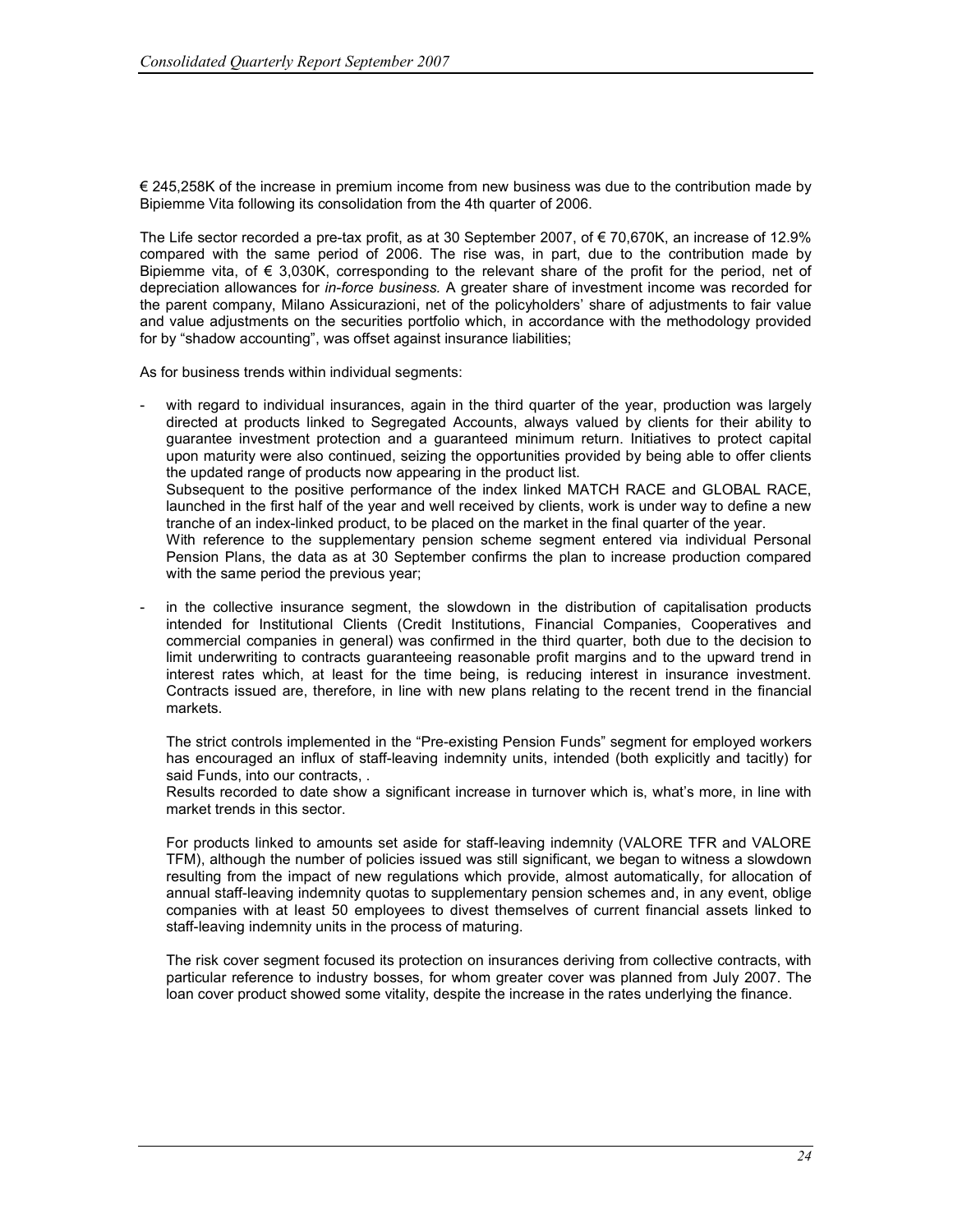€ 245,258K of the increase in premium income from new business was due to the contribution made by Bipiemme Vita following its consolidation from the 4th quarter of 2006.

The Life sector recorded a pre-tax profit, as at 30 September 2007, of € 70,670K, an increase of 12.9% compared with the same period of 2006. The rise was, in part, due to the contribution made by Bipiemme vita, of € 3,030K, corresponding to the relevant share of the profit for the period, net of depreciation allowances for *in-force business.* A greater share of investment income was recorded for the parent company, Milano Assicurazioni, net of the policyholders' share of adjustments to fair value and value adjustments on the securities portfolio which, in accordance with the methodology provided for by "shadow accounting", was offset against insurance liabilities;

As for business trends within individual segments:

- with regard to individual insurances, again in the third quarter of the year, production was largely directed at products linked to Segregated Accounts, always valued by clients for their ability to guarantee investment protection and a guaranteed minimum return. Initiatives to protect capital upon maturity were also continued, seizing the opportunities provided by being able to offer clients the updated range of products now appearing in the product list.
  Subsequent to the positive performance of the index linked MATCH RACE and GLOBAL RACE, launched in the first half of the year and well received by clients, work is under way to define a new tranche of an index-linked product, to be placed on the market in the final quarter of the year.
  With reference to the supplementary pension scheme segment entered via individual Personal Pension Plans, the data as at 30 September confirms the plan to increase production compared with the same period the previous year;

- in the collective insurance segment, the slowdown in the distribution of capitalisation products intended for Institutional Clients (Credit Institutions, Financial Companies, Cooperatives and commercial companies in general) was confirmed in the third quarter, both due to the decision to limit underwriting to contracts guaranteeing reasonable profit margins and to the upward trend in interest rates which, at least for the time being, is reducing interest in insurance investment. Contracts issued are, therefore, in line with new plans relating to the recent trend in the financial markets.

  The strict controls implemented in the "Pre-existing Pension Funds" segment for employed workers has encouraged an influx of staff-leaving indemnity units, intended (both explicitly and tacitly) for said Funds, into our contracts, .
  Results recorded to date show a significant increase in turnover which is, what's more, in line with market trends in this sector.

  For products linked to amounts set aside for staff-leaving indemnity (VALORE TFR and VALORE TFM), although the number of policies issued was still significant, we began to witness a slowdown resulting from the impact of new regulations which provide, almost automatically, for allocation of annual staff-leaving indemnity quotas to supplementary pension schemes and, in any event, oblige companies with at least 50 employees to divest themselves of current financial assets linked to staff-leaving indemnity units in the process of maturing.

  The risk cover segment focused its protection on insurances deriving from collective contracts, with particular reference to industry bosses, for whom greater cover was planned from July 2007. The loan cover product showed some vitality, despite the increase in the rates underlying the finance.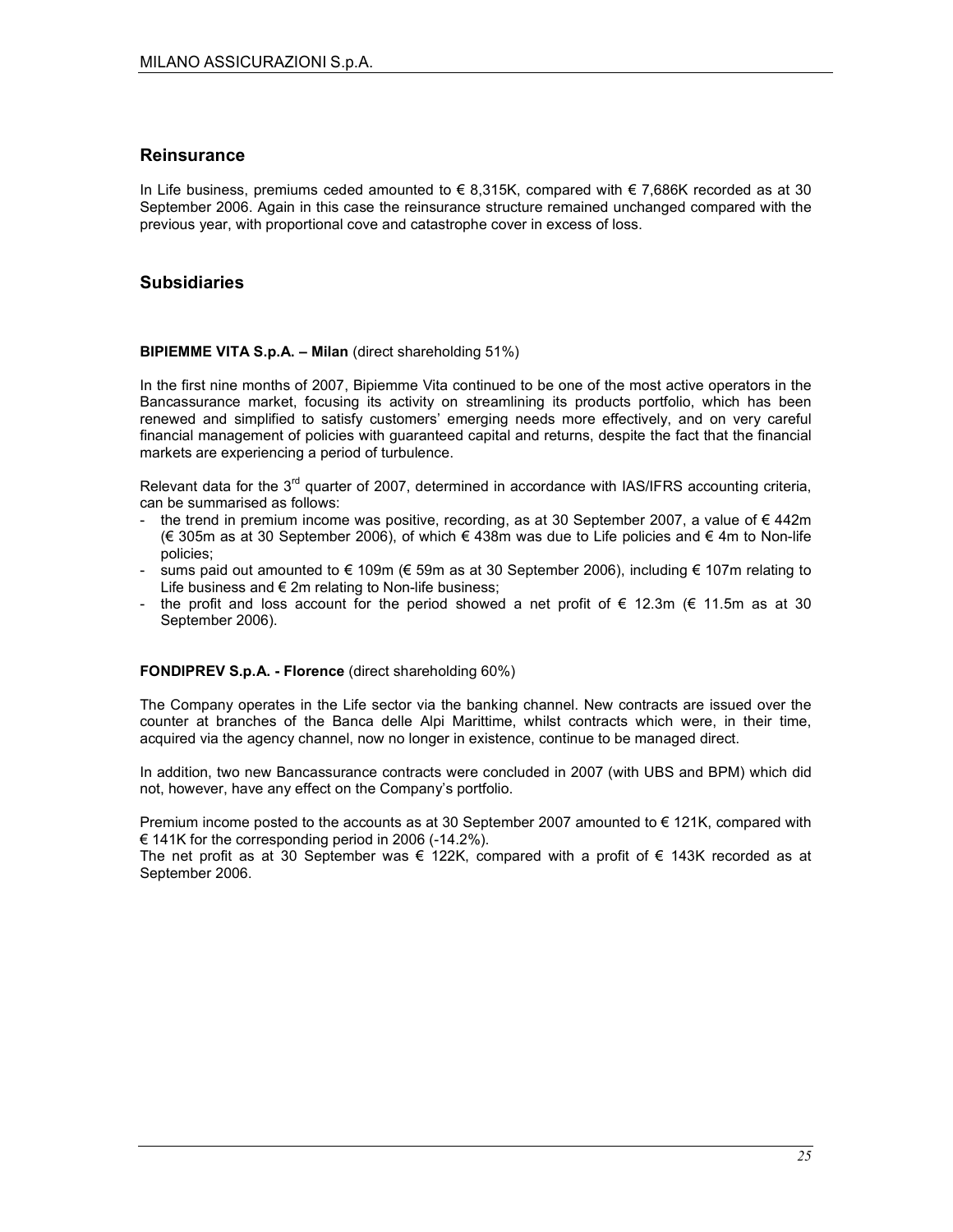## Reinsurance

In Life business, premiums ceded amounted to € 8,315K, compared with € 7,686K recorded as at 30 September 2006. Again in this case the reinsurance structure remained unchanged compared with the previous year, with proportional cove and catastrophe cover in excess of loss.

## Subsidiaries

**BIPIEMME VITA S.p.A. – Milan** (direct shareholding 51%)

In the first nine months of 2007, Bipiemme Vita continued to be one of the most active operators in the Bancassurance market, focusing its activity on streamlining its products portfolio, which has been renewed and simplified to satisfy customers' emerging needs more effectively, and on very careful financial management of policies with guaranteed capital and returns, despite the fact that the financial markets are experiencing a period of turbulence.

Relevant data for the 3rd quarter of 2007, determined in accordance with IAS/IFRS accounting criteria, can be summarised as follows:

- the trend in premium income was positive, recording, as at 30 September 2007, a value of € 442m (€ 305m as at 30 September 2006), of which € 438m was due to Life policies and € 4m to Non-life policies;
- sums paid out amounted to € 109m (€ 59m as at 30 September 2006), including € 107m relating to Life business and € 2m relating to Non-life business;
- the profit and loss account for the period showed a net profit of € 12.3m (€ 11.5m as at 30 September 2006).

**FONDIPREV S.p.A. - Florence** (direct shareholding 60%)

The Company operates in the Life sector via the banking channel. New contracts are issued over the counter at branches of the Banca delle Alpi Marittime, whilst contracts which were, in their time, acquired via the agency channel, now no longer in existence, continue to be managed direct.

In addition, two new Bancassurance contracts were concluded in 2007 (with UBS and BPM) which did not, however, have any effect on the Company's portfolio.

Premium income posted to the accounts as at 30 September 2007 amounted to € 121K, compared with € 141K for the corresponding period in 2006 (-14.2%).
The net profit as at 30 September was € 122K, compared with a profit of € 143K recorded as at September 2006.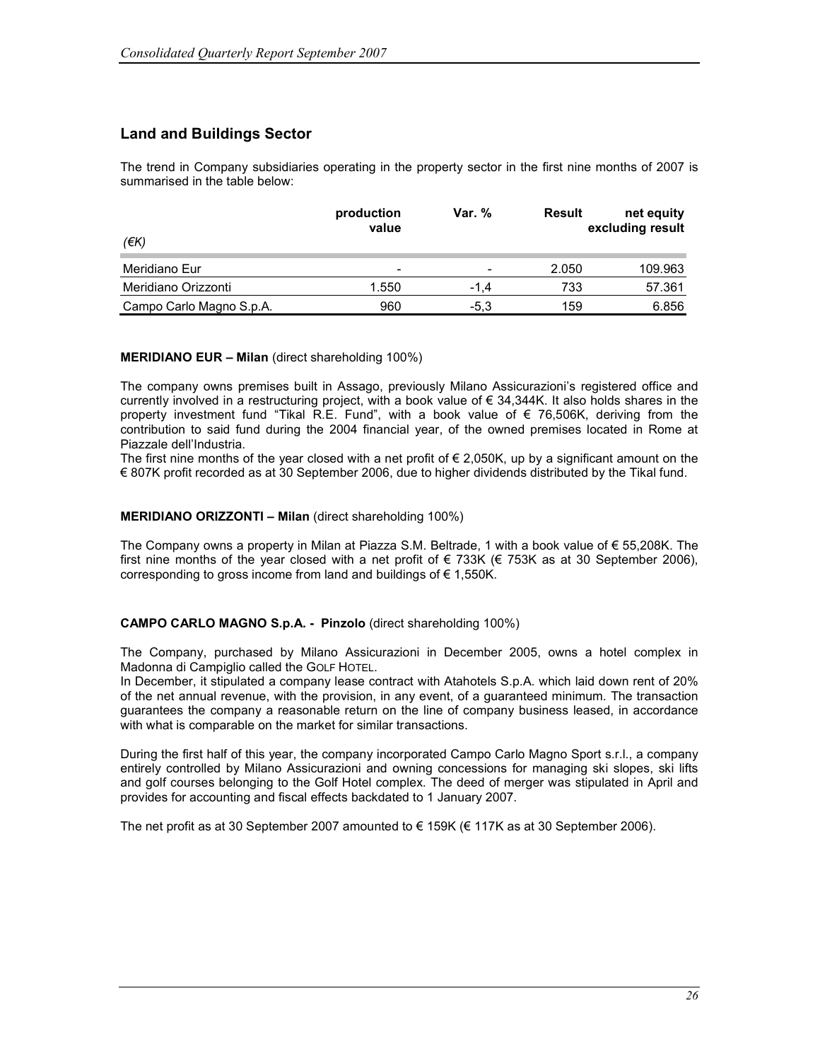## Land and Buildings Sector

The trend in Company subsidiaries operating in the property sector in the first nine months of 2007 is summarised in the table below:

| *(€K)* | production value | Var. % | Result | net equity excluding result |
|---|---|---|---|---|
| Meridiano Eur | - | - | 2.050 | 109.963 |
| Meridiano Orizzonti | 1.550 | -1,4 | 733 | 57.361 |
| Campo Carlo Magno S.p.A. | 960 | -5,3 | 159 | 6.856 |

**MERIDIANO EUR – Milan** (direct shareholding 100%)

The company owns premises built in Assago, previously Milano Assicurazioni's registered office and currently involved in a restructuring project, with a book value of € 34,344K. It also holds shares in the property investment fund "Tikal R.E. Fund", with a book value of € 76,506K, deriving from the contribution to said fund during the 2004 financial year, of the owned premises located in Rome at Piazzale dell'Industria.

The first nine months of the year closed with a net profit of € 2,050K, up by a significant amount on the € 807K profit recorded as at 30 September 2006, due to higher dividends distributed by the Tikal fund.

**MERIDIANO ORIZZONTI – Milan** (direct shareholding 100%)

The Company owns a property in Milan at Piazza S.M. Beltrade, 1 with a book value of € 55,208K. The first nine months of the year closed with a net profit of € 733K (€ 753K as at 30 September 2006), corresponding to gross income from land and buildings of € 1,550K.

**CAMPO CARLO MAGNO S.p.A. - Pinzolo** (direct shareholding 100%)

The Company, purchased by Milano Assicurazioni in December 2005, owns a hotel complex in Madonna di Campiglio called the GOLF HOTEL.

In December, it stipulated a company lease contract with Atahotels S.p.A. which laid down rent of 20% of the net annual revenue, with the provision, in any event, of a guaranteed minimum. The transaction guarantees the company a reasonable return on the line of company business leased, in accordance with what is comparable on the market for similar transactions.

During the first half of this year, the company incorporated Campo Carlo Magno Sport s.r.l., a company entirely controlled by Milano Assicurazioni and owning concessions for managing ski slopes, ski lifts and golf courses belonging to the Golf Hotel complex. The deed of merger was stipulated in April and provides for accounting and fiscal effects backdated to 1 January 2007.

The net profit as at 30 September 2007 amounted to € 159K (€ 117K as at 30 September 2006).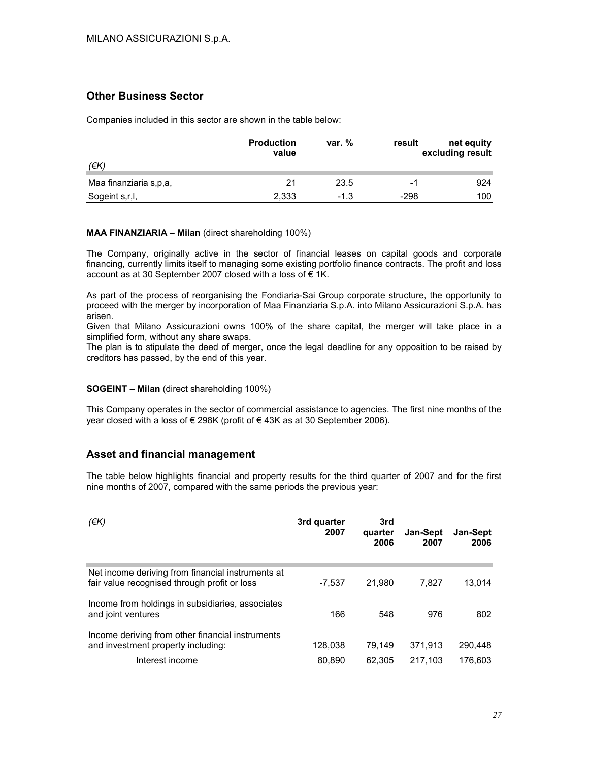## Other Business Sector

Companies included in this sector are shown in the table below:

| (€K) | Production value | var. % | result | net equity excluding result |
|---|---|---|---|---|
| Maa finanziaria s,p,a, | 21 | 23.5 | -1 | 924 |
| Sogeint s,r,l, | 2,333 | -1.3 | -298 | 100 |

**MAA FINANZIARIA – Milan** (direct shareholding 100%)

The Company, originally active in the sector of financial leases on capital goods and corporate financing, currently limits itself to managing some existing portfolio finance contracts. The profit and loss account as at 30 September 2007 closed with a loss of € 1K.

As part of the process of reorganising the Fondiaria-Sai Group corporate structure, the opportunity to proceed with the merger by incorporation of Maa Finanziaria S.p.A. into Milano Assicurazioni S.p.A. has arisen.

Given that Milano Assicurazioni owns 100% of the share capital, the merger will take place in a simplified form, without any share swaps.

The plan is to stipulate the deed of merger, once the legal deadline for any opposition to be raised by creditors has passed, by the end of this year.

**SOGEINT – Milan** (direct shareholding 100%)

This Company operates in the sector of commercial assistance to agencies. The first nine months of the year closed with a loss of € 298K (profit of € 43K as at 30 September 2006).

## Asset and financial management

The table below highlights financial and property results for the third quarter of 2007 and for the first nine months of 2007, compared with the same periods the previous year:

| (€K) | 3rd quarter 2007 | 3rd quarter 2006 | Jan-Sept 2007 | Jan-Sept 2006 |
|---|---|---|---|---|
| Net income deriving from financial instruments at fair value recognised through profit or loss | -7,537 | 21,980 | 7,827 | 13,014 |
| Income from holdings in subsidiaries, associates and joint ventures | 166 | 548 | 976 | 802 |
| Income deriving from other financial instruments and investment property including: | 128,038 | 79,149 | 371,913 | 290,448 |
| Interest income | 80,890 | 62,305 | 217,103 | 176,603 |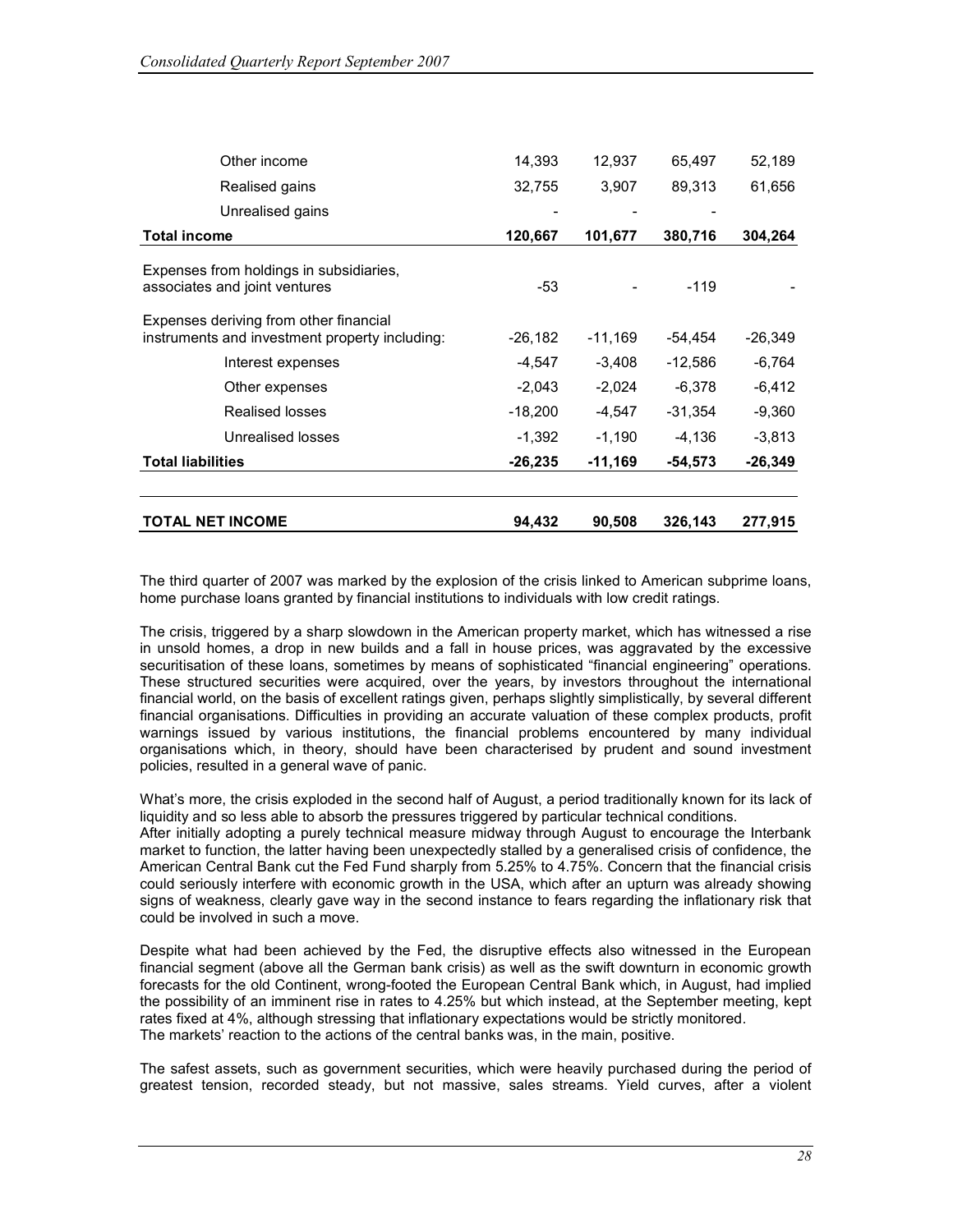| | | | | |
|---|---|---|---|---|
| Other income | 14,393 | 12,937 | 65,497 | 52,189 |
| Realised gains | 32,755 | 3,907 | 89,313 | 61,656 |
| Unrealised gains | - | - | - | |
| **Total income** | **120,667** | **101,677** | **380,716** | **304,264** |
| Expenses from holdings in subsidiaries, associates and joint ventures | -53 | - | -119 | - |
| Expenses deriving from other financial instruments and investment property including: | -26,182 | -11,169 | -54,454 | -26,349 |
| Interest expenses | -4,547 | -3,408 | -12,586 | -6,764 |
| Other expenses | -2,043 | -2,024 | -6,378 | -6,412 |
| Realised losses | -18,200 | -4,547 | -31,354 | -9,360 |
| Unrealised losses | -1,392 | -1,190 | -4,136 | -3,813 |
| **Total liabilities** | **-26,235** | **-11,169** | **-54,573** | **-26,349** |
| **TOTAL NET INCOME** | **94,432** | **90,508** | **326,143** | **277,915** |

The third quarter of 2007 was marked by the explosion of the crisis linked to American subprime loans, home purchase loans granted by financial institutions to individuals with low credit ratings.

The crisis, triggered by a sharp slowdown in the American property market, which has witnessed a rise in unsold homes, a drop in new builds and a fall in house prices, was aggravated by the excessive securitisation of these loans, sometimes by means of sophisticated "financial engineering" operations. These structured securities were acquired, over the years, by investors throughout the international financial world, on the basis of excellent ratings given, perhaps slightly simplistically, by several different financial organisations. Difficulties in providing an accurate valuation of these complex products, profit warnings issued by various institutions, the financial problems encountered by many individual organisations which, in theory, should have been characterised by prudent and sound investment policies, resulted in a general wave of panic.

What's more, the crisis exploded in the second half of August, a period traditionally known for its lack of liquidity and so less able to absorb the pressures triggered by particular technical conditions.
After initially adopting a purely technical measure midway through August to encourage the Interbank market to function, the latter having been unexpectedly stalled by a generalised crisis of confidence, the American Central Bank cut the Fed Fund sharply from 5.25% to 4.75%. Concern that the financial crisis could seriously interfere with economic growth in the USA, which after an upturn was already showing signs of weakness, clearly gave way in the second instance to fears regarding the inflationary risk that could be involved in such a move.

Despite what had been achieved by the Fed, the disruptive effects also witnessed in the European financial segment (above all the German bank crisis) as well as the swift downturn in economic growth forecasts for the old Continent, wrong-footed the European Central Bank which, in August, had implied the possibility of an imminent rise in rates to 4.25% but which instead, at the September meeting, kept rates fixed at 4%, although stressing that inflationary expectations would be strictly monitored.
The markets' reaction to the actions of the central banks was, in the main, positive.

The safest assets, such as government securities, which were heavily purchased during the period of greatest tension, recorded steady, but not massive, sales streams. Yield curves, after a violent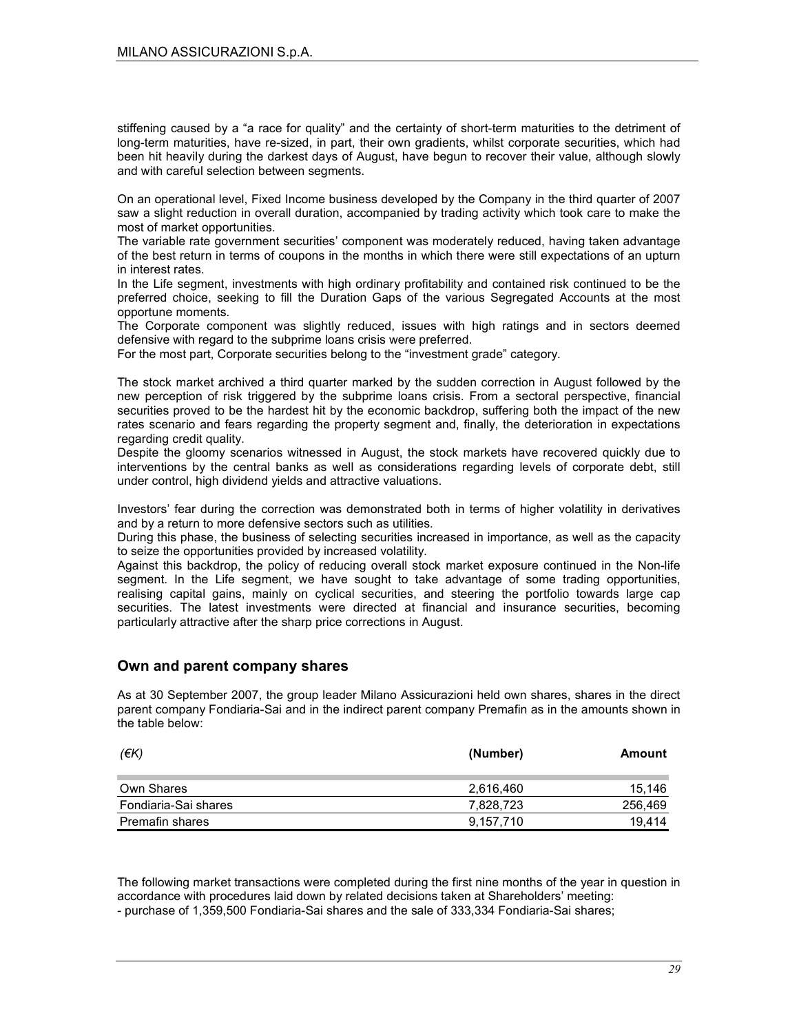stiffening caused by a "a race for quality" and the certainty of short-term maturities to the detriment of long-term maturities, have re-sized, in part, their own gradients, whilst corporate securities, which had been hit heavily during the darkest days of August, have begun to recover their value, although slowly and with careful selection between segments.

On an operational level, Fixed Income business developed by the Company in the third quarter of 2007 saw a slight reduction in overall duration, accompanied by trading activity which took care to make the most of market opportunities.
The variable rate government securities' component was moderately reduced, having taken advantage of the best return in terms of coupons in the months in which there were still expectations of an upturn in interest rates.
In the Life segment, investments with high ordinary profitability and contained risk continued to be the preferred choice, seeking to fill the Duration Gaps of the various Segregated Accounts at the most opportune moments.
The Corporate component was slightly reduced, issues with high ratings and in sectors deemed defensive with regard to the subprime loans crisis were preferred.
For the most part, Corporate securities belong to the "investment grade" category.

The stock market archived a third quarter marked by the sudden correction in August followed by the new perception of risk triggered by the subprime loans crisis. From a sectoral perspective, financial securities proved to be the hardest hit by the economic backdrop, suffering both the impact of the new rates scenario and fears regarding the property segment and, finally, the deterioration in expectations regarding credit quality.
Despite the gloomy scenarios witnessed in August, the stock markets have recovered quickly due to interventions by the central banks as well as considerations regarding levels of corporate debt, still under control, high dividend yields and attractive valuations.

Investors' fear during the correction was demonstrated both in terms of higher volatility in derivatives and by a return to more defensive sectors such as utilities.
During this phase, the business of selecting securities increased in importance, as well as the capacity to seize the opportunities provided by increased volatility.
Against this backdrop, the policy of reducing overall stock market exposure continued in the Non-life segment. In the Life segment, we have sought to take advantage of some trading opportunities, realising capital gains, mainly on cyclical securities, and steering the portfolio towards large cap securities. The latest investments were directed at financial and insurance securities, becoming particularly attractive after the sharp price corrections in August.

## Own and parent company shares

As at 30 September 2007, the group leader Milano Assicurazioni held own shares, shares in the direct parent company Fondiaria-Sai and in the indirect parent company Premafin as in the amounts shown in the table below:

| *(€K)* | (Number) | Amount |
|---|---|---|
| Own Shares | 2,616,460 | 15,146 |
| Fondiaria-Sai shares | 7,828,723 | 256,469 |
| Premafin shares | 9,157,710 | 19,414 |

The following market transactions were completed during the first nine months of the year in question in accordance with procedures laid down by related decisions taken at Shareholders' meeting:
- purchase of 1,359,500 Fondiaria-Sai shares and the sale of 333,334 Fondiaria-Sai shares;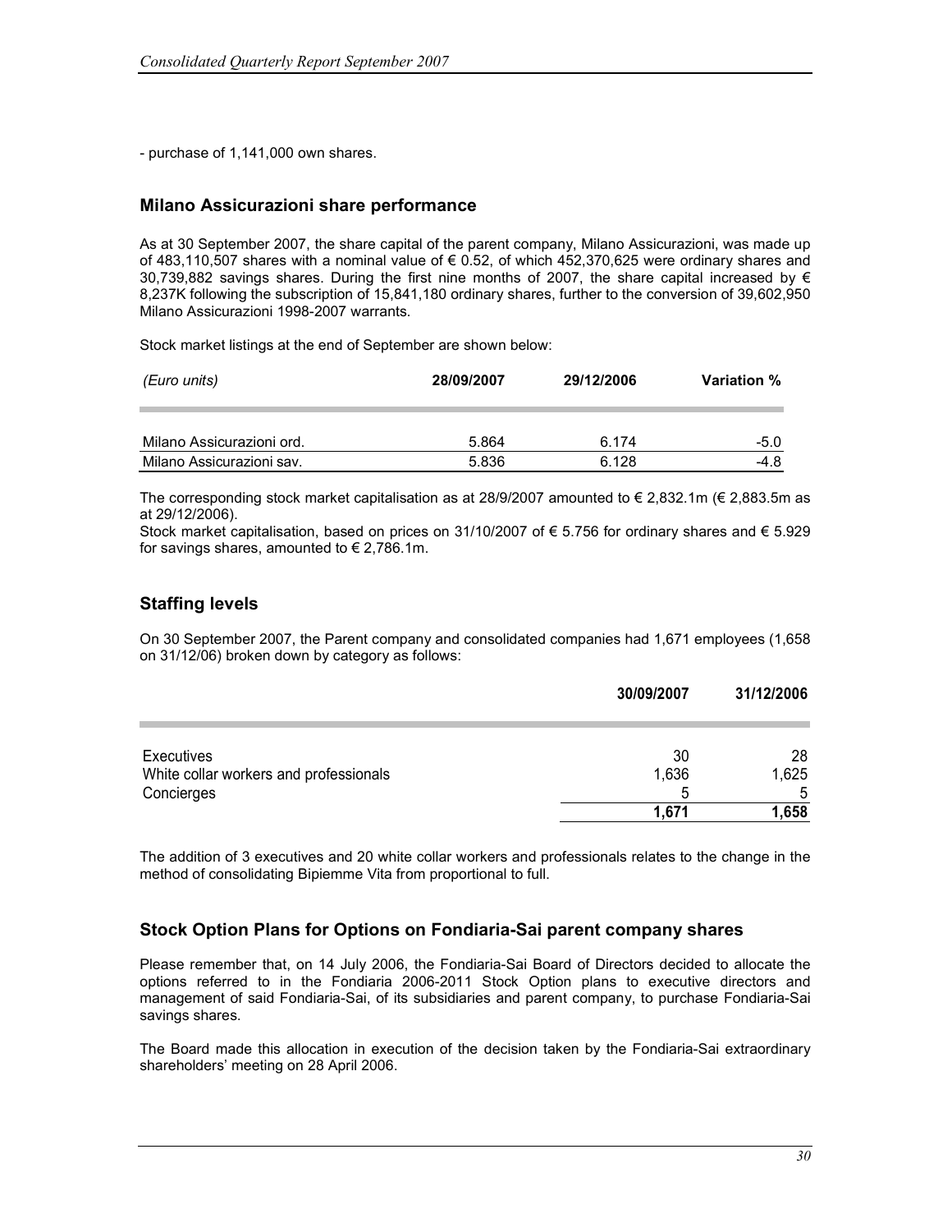- purchase of 1,141,000 own shares.

## Milano Assicurazioni share performance

As at 30 September 2007, the share capital of the parent company, Milano Assicurazioni, was made up of 483,110,507 shares with a nominal value of € 0.52, of which 452,370,625 were ordinary shares and 30,739,882 savings shares. During the first nine months of 2007, the share capital increased by € 8,237K following the subscription of 15,841,180 ordinary shares, further to the conversion of 39,602,950 Milano Assicurazioni 1998-2007 warrants.

Stock market listings at the end of September are shown below:

| *(Euro units)* | **28/09/2007** | **29/12/2006** | **Variation %** |
|---|---|---|---|
| Milano Assicurazioni ord. | 5.864 | 6.174 | -5.0 |
| Milano Assicurazioni sav. | 5.836 | 6.128 | -4.8 |

The corresponding stock market capitalisation as at 28/9/2007 amounted to € 2,832.1m (€ 2,883.5m as at 29/12/2006).

Stock market capitalisation, based on prices on 31/10/2007 of € 5.756 for ordinary shares and € 5.929 for savings shares, amounted to € 2,786.1m.

## Staffing levels

On 30 September 2007, the Parent company and consolidated companies had 1,671 employees (1,658 on 31/12/06) broken down by category as follows:

| | **30/09/2007** | **31/12/2006** |
|---|---|---|
| Executives | 30 | 28 |
| White collar workers and professionals | 1,636 | 1,625 |
| Concierges | 5 | 5 |
| | **1,671** | **1,658** |

The addition of 3 executives and 20 white collar workers and professionals relates to the change in the method of consolidating Bipiemme Vita from proportional to full.

## Stock Option Plans for Options on Fondiaria-Sai parent company shares

Please remember that, on 14 July 2006, the Fondiaria-Sai Board of Directors decided to allocate the options referred to in the Fondiaria 2006-2011 Stock Option plans to executive directors and management of said Fondiaria-Sai, of its subsidiaries and parent company, to purchase Fondiaria-Sai savings shares.

The Board made this allocation in execution of the decision taken by the Fondiaria-Sai extraordinary shareholders' meeting on 28 April 2006.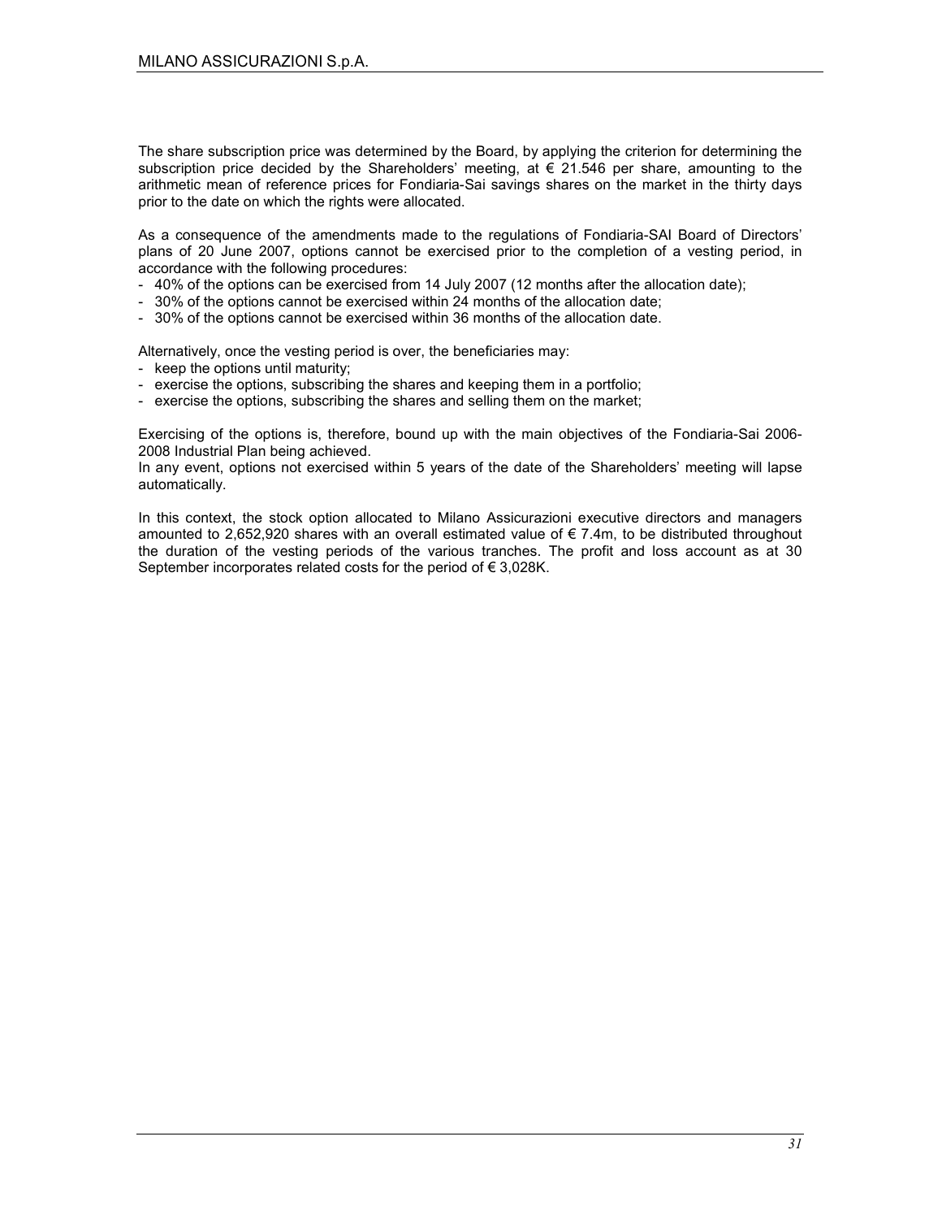The share subscription price was determined by the Board, by applying the criterion for determining the subscription price decided by the Shareholders' meeting, at € 21.546 per share, amounting to the arithmetic mean of reference prices for Fondiaria-Sai savings shares on the market in the thirty days prior to the date on which the rights were allocated.

As a consequence of the amendments made to the regulations of Fondiaria-SAI Board of Directors' plans of 20 June 2007, options cannot be exercised prior to the completion of a vesting period, in accordance with the following procedures:

- 40% of the options can be exercised from 14 July 2007 (12 months after the allocation date);
- 30% of the options cannot be exercised within 24 months of the allocation date;
- 30% of the options cannot be exercised within 36 months of the allocation date.

Alternatively, once the vesting period is over, the beneficiaries may:

- keep the options until maturity;
- exercise the options, subscribing the shares and keeping them in a portfolio;
- exercise the options, subscribing the shares and selling them on the market;

Exercising of the options is, therefore, bound up with the main objectives of the Fondiaria-Sai 2006-2008 Industrial Plan being achieved.
In any event, options not exercised within 5 years of the date of the Shareholders' meeting will lapse automatically.

In this context, the stock option allocated to Milano Assicurazioni executive directors and managers amounted to 2,652,920 shares with an overall estimated value of € 7.4m, to be distributed throughout the duration of the vesting periods of the various tranches. The profit and loss account as at 30 September incorporates related costs for the period of € 3,028K.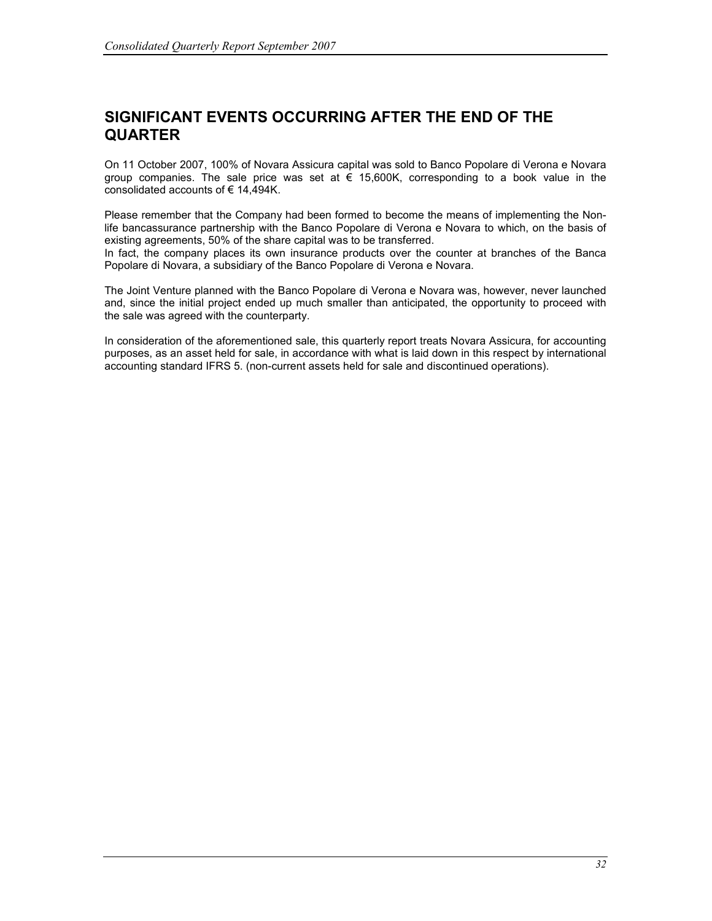## SIGNIFICANT EVENTS OCCURRING AFTER THE END OF THE QUARTER

On 11 October 2007, 100% of Novara Assicura capital was sold to Banco Popolare di Verona e Novara group companies. The sale price was set at € 15,600K, corresponding to a book value in the consolidated accounts of € 14,494K.

Please remember that the Company had been formed to become the means of implementing the Non-life bancassurance partnership with the Banco Popolare di Verona e Novara to which, on the basis of existing agreements, 50% of the share capital was to be transferred.
In fact, the company places its own insurance products over the counter at branches of the Banca Popolare di Novara, a subsidiary of the Banco Popolare di Verona e Novara.

The Joint Venture planned with the Banco Popolare di Verona e Novara was, however, never launched and, since the initial project ended up much smaller than anticipated, the opportunity to proceed with the sale was agreed with the counterparty.

In consideration of the aforementioned sale, this quarterly report treats Novara Assicura, for accounting purposes, as an asset held for sale, in accordance with what is laid down in this respect by international accounting standard IFRS 5. (non-current assets held for sale and discontinued operations).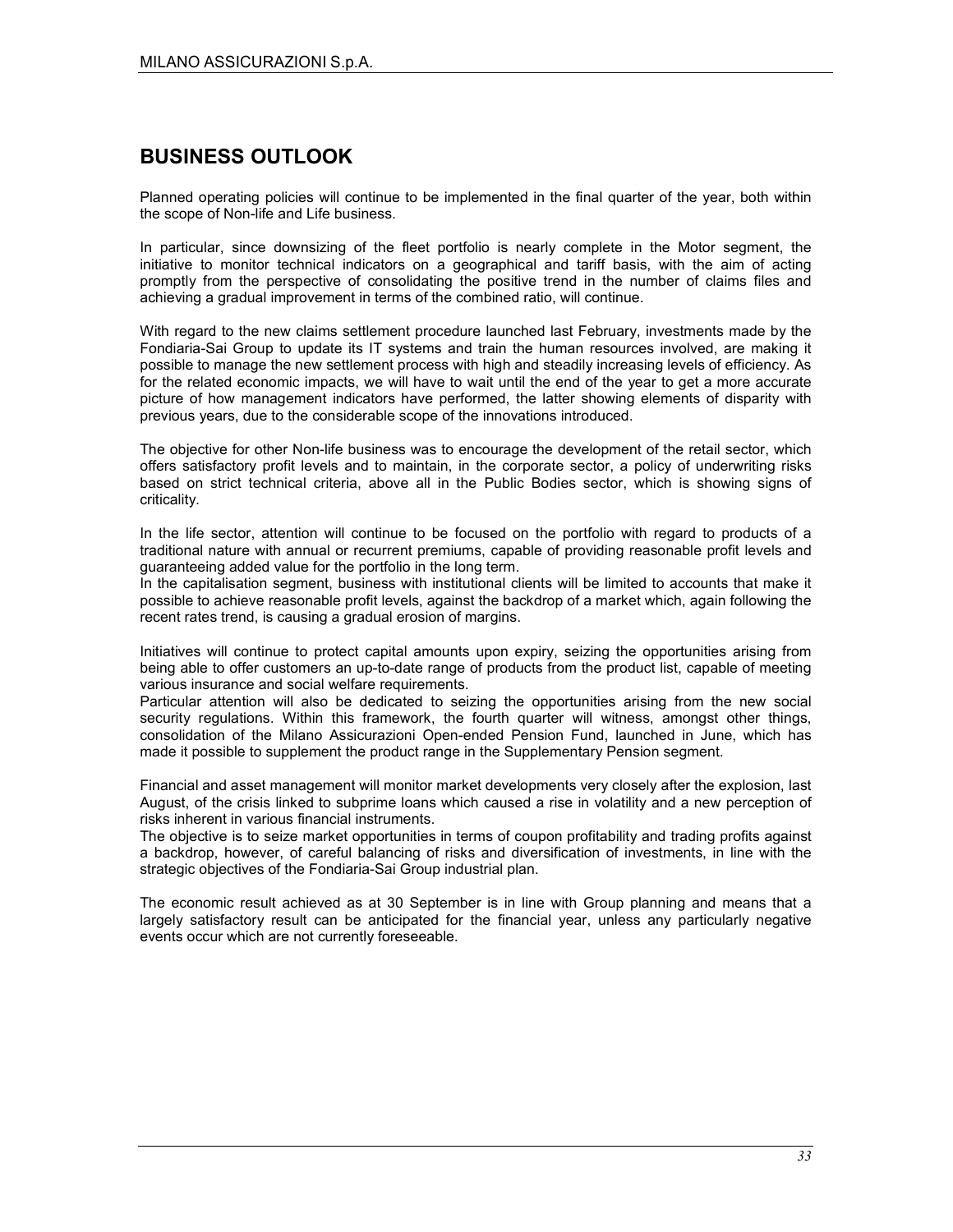# BUSINESS OUTLOOK

Planned operating policies will continue to be implemented in the final quarter of the year, both within the scope of Non-life and Life business.

In particular, since downsizing of the fleet portfolio is nearly complete in the Motor segment, the initiative to monitor technical indicators on a geographical and tariff basis, with the aim of acting promptly from the perspective of consolidating the positive trend in the number of claims files and achieving a gradual improvement in terms of the combined ratio, will continue.

With regard to the new claims settlement procedure launched last February, investments made by the Fondiaria-Sai Group to update its IT systems and train the human resources involved, are making it possible to manage the new settlement process with high and steadily increasing levels of efficiency. As for the related economic impacts, we will have to wait until the end of the year to get a more accurate picture of how management indicators have performed, the latter showing elements of disparity with previous years, due to the considerable scope of the innovations introduced.

The objective for other Non-life business was to encourage the development of the retail sector, which offers satisfactory profit levels and to maintain, in the corporate sector, a policy of underwriting risks based on strict technical criteria, above all in the Public Bodies sector, which is showing signs of criticality.

In the life sector, attention will continue to be focused on the portfolio with regard to products of a traditional nature with annual or recurrent premiums, capable of providing reasonable profit levels and guaranteeing added value for the portfolio in the long term.
In the capitalisation segment, business with institutional clients will be limited to accounts that make it possible to achieve reasonable profit levels, against the backdrop of a market which, again following the recent rates trend, is causing a gradual erosion of margins.

Initiatives will continue to protect capital amounts upon expiry, seizing the opportunities arising from being able to offer customers an up-to-date range of products from the product list, capable of meeting various insurance and social welfare requirements.
Particular attention will also be dedicated to seizing the opportunities arising from the new social security regulations. Within this framework, the fourth quarter will witness, amongst other things, consolidation of the Milano Assicurazioni Open-ended Pension Fund, launched in June, which has made it possible to supplement the product range in the Supplementary Pension segment.

Financial and asset management will monitor market developments very closely after the explosion, last August, of the crisis linked to subprime loans which caused a rise in volatility and a new perception of risks inherent in various financial instruments.
The objective is to seize market opportunities in terms of coupon profitability and trading profits against a backdrop, however, of careful balancing of risks and diversification of investments, in line with the strategic objectives of the Fondiaria-Sai Group industrial plan.

The economic result achieved as at 30 September is in line with Group planning and means that a largely satisfactory result can be anticipated for the financial year, unless any particularly negative events occur which are not currently foreseeable.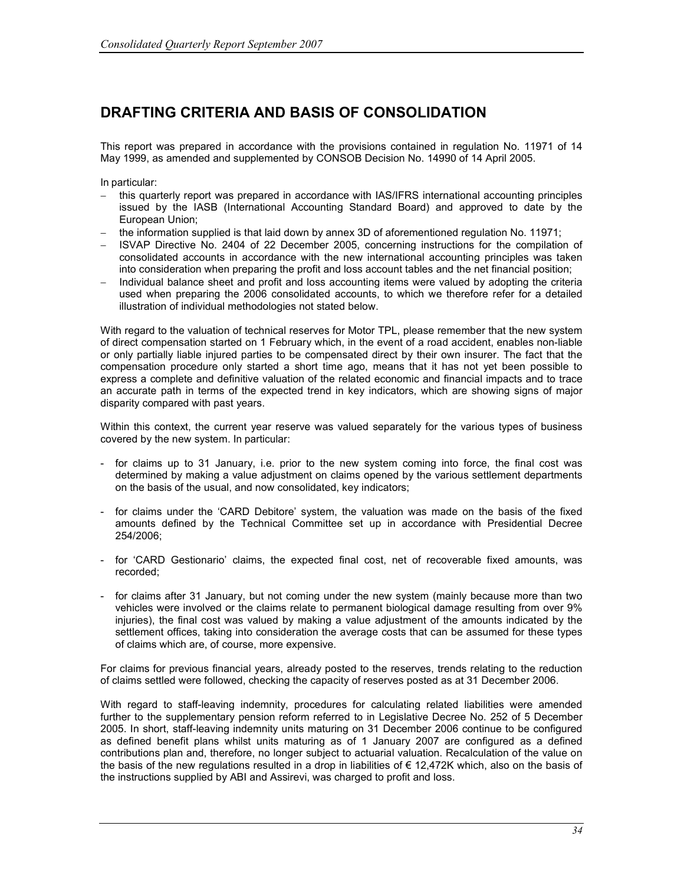# DRAFTING CRITERIA AND BASIS OF CONSOLIDATION

This report was prepared in accordance with the provisions contained in regulation No. 11971 of 14 May 1999, as amended and supplemented by CONSOB Decision No. 14990 of 14 April 2005.

In particular:

- this quarterly report was prepared in accordance with IAS/IFRS international accounting principles issued by the IASB (International Accounting Standard Board) and approved to date by the European Union;
- the information supplied is that laid down by annex 3D of aforementioned regulation No. 11971;
- ISVAP Directive No. 2404 of 22 December 2005, concerning instructions for the compilation of consolidated accounts in accordance with the new international accounting principles was taken into consideration when preparing the profit and loss account tables and the net financial position;
- Individual balance sheet and profit and loss accounting items were valued by adopting the criteria used when preparing the 2006 consolidated accounts, to which we therefore refer for a detailed illustration of individual methodologies not stated below.

With regard to the valuation of technical reserves for Motor TPL, please remember that the new system of direct compensation started on 1 February which, in the event of a road accident, enables non-liable or only partially liable injured parties to be compensated direct by their own insurer. The fact that the compensation procedure only started a short time ago, means that it has not yet been possible to express a complete and definitive valuation of the related economic and financial impacts and to trace an accurate path in terms of the expected trend in key indicators, which are showing signs of major disparity compared with past years.

Within this context, the current year reserve was valued separately for the various types of business covered by the new system. In particular:

- for claims up to 31 January, i.e. prior to the new system coming into force, the final cost was determined by making a value adjustment on claims opened by the various settlement departments on the basis of the usual, and now consolidated, key indicators;

- for claims under the 'CARD Debitore' system, the valuation was made on the basis of the fixed amounts defined by the Technical Committee set up in accordance with Presidential Decree 254/2006;

- for 'CARD Gestionario' claims, the expected final cost, net of recoverable fixed amounts, was recorded;

- for claims after 31 January, but not coming under the new system (mainly because more than two vehicles were involved or the claims relate to permanent biological damage resulting from over 9% injuries), the final cost was valued by making a value adjustment of the amounts indicated by the settlement offices, taking into consideration the average costs that can be assumed for these types of claims which are, of course, more expensive.

For claims for previous financial years, already posted to the reserves, trends relating to the reduction of claims settled were followed, checking the capacity of reserves posted as at 31 December 2006.

With regard to staff-leaving indemnity, procedures for calculating related liabilities were amended further to the supplementary pension reform referred to in Legislative Decree No. 252 of 5 December 2005. In short, staff-leaving indemnity units maturing on 31 December 2006 continue to be configured as defined benefit plans whilst units maturing as of 1 January 2007 are configured as a defined contributions plan and, therefore, no longer subject to actuarial valuation. Recalculation of the value on the basis of the new regulations resulted in a drop in liabilities of € 12,472K which, also on the basis of the instructions supplied by ABI and Assirevi, was charged to profit and loss.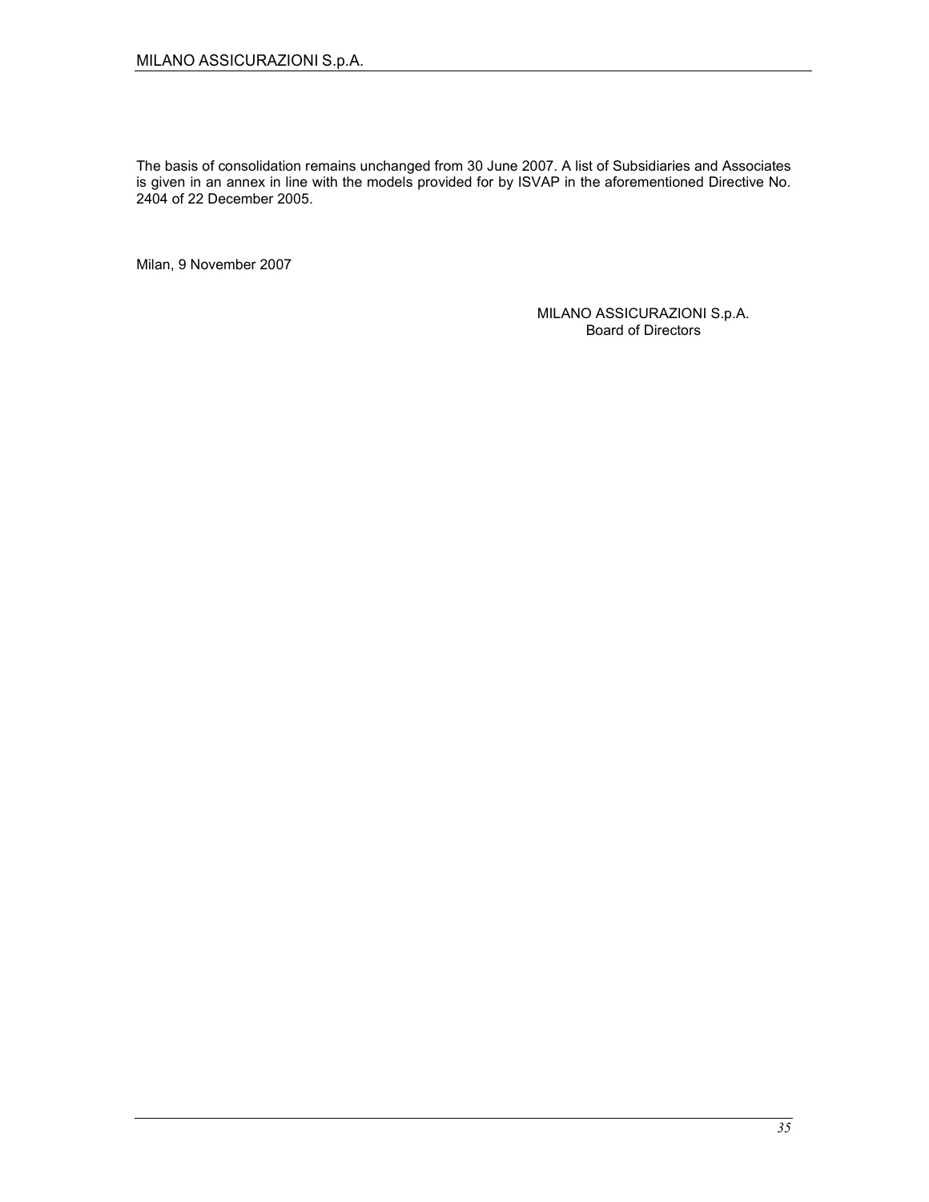The basis of consolidation remains unchanged from 30 June 2007. A list of Subsidiaries and Associates is given in an annex in line with the models provided for by ISVAP in the aforementioned Directive No. 2404 of 22 December 2005.

Milan, 9 November 2007

MILANO ASSICURAZIONI S.p.A.
Board of Directors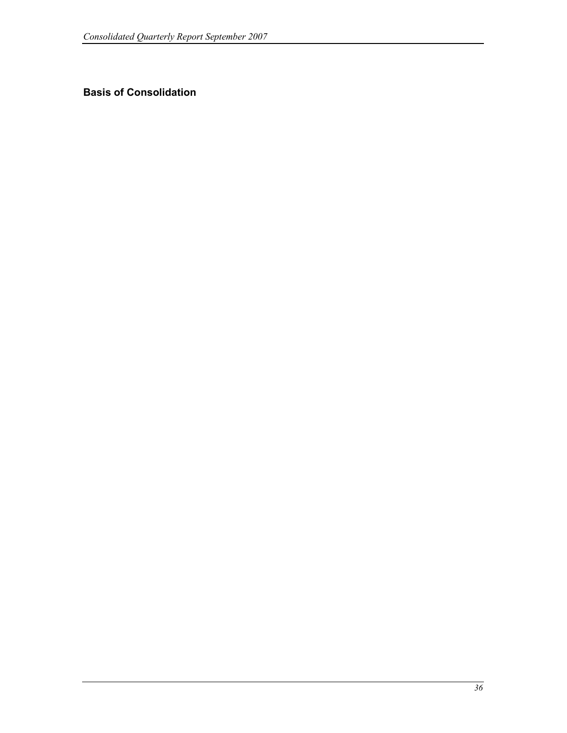## Basis of Consolidation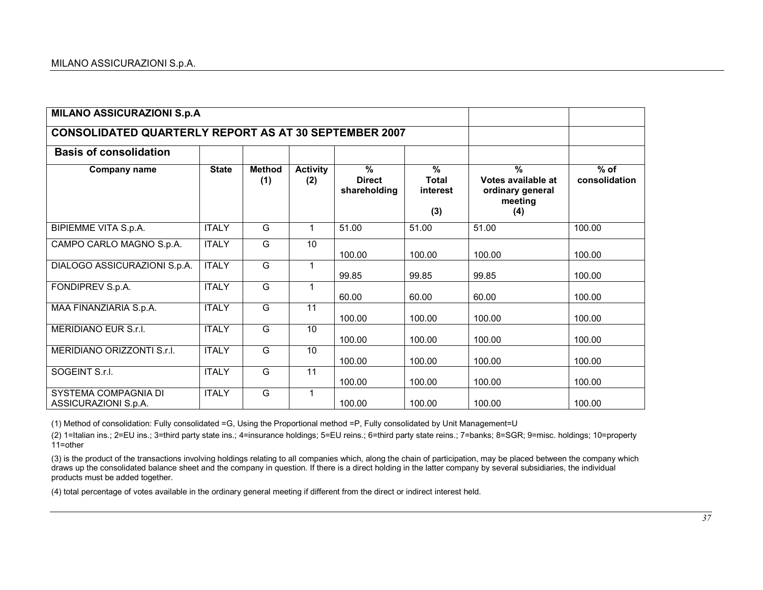## MILANO ASSICURAZIONI S.p.A

## CONSOLIDATED QUARTERLY REPORT AS AT 30 SEPTEMBER 2007

### Basis of consolidation

| Company name | State | Method (1) | Activity (2) | % Direct shareholding | % Total interest (3) | % Votes available at ordinary general meeting (4) | % of consolidation |
|---|---|---|---|---|---|---|---|
| BIPIEMME VITA S.p.A. | ITALY | G | 1 | 51.00 | 51.00 | 51.00 | 100.00 |
| CAMPO CARLO MAGNO S.p.A. | ITALY | G | 10 | 100.00 | 100.00 | 100.00 | 100.00 |
| DIALOGO ASSICURAZIONI S.p.A. | ITALY | G | 1 | 99.85 | 99.85 | 99.85 | 100.00 |
| FONDIPREV S.p.A. | ITALY | G | 1 | 60.00 | 60.00 | 60.00 | 100.00 |
| MAA FINANZIARIA S.p.A. | ITALY | G | 11 | 100.00 | 100.00 | 100.00 | 100.00 |
| MERIDIANO EUR S.r.l. | ITALY | G | 10 | 100.00 | 100.00 | 100.00 | 100.00 |
| MERIDIANO ORIZZONTI S.r.l. | ITALY | G | 10 | 100.00 | 100.00 | 100.00 | 100.00 |
| SOGEINT S.r.l. | ITALY | G | 11 | 100.00 | 100.00 | 100.00 | 100.00 |
| SYSTEMA COMPAGNIA DI ASSICURAZIONI S.p.A. | ITALY | G | 1 | 100.00 | 100.00 | 100.00 | 100.00 |

(1) Method of consolidation: Fully consolidated =G, Using the Proportional method =P, Fully consolidated by Unit Management=U

(2) 1=Italian ins.; 2=EU ins.; 3=third party state ins.; 4=insurance holdings; 5=EU reins.; 6=third party state reins.; 7=banks; 8=SGR; 9=misc. holdings; 10=property 11=other

(3) is the product of the transactions involving holdings relating to all companies which, along the chain of participation, may be placed between the company which draws up the consolidated balance sheet and the company in question. If there is a direct holding in the latter company by several subsidiaries, the individual products must be added together.

(4) total percentage of votes available in the ordinary general meeting if different from the direct or indirect interest held.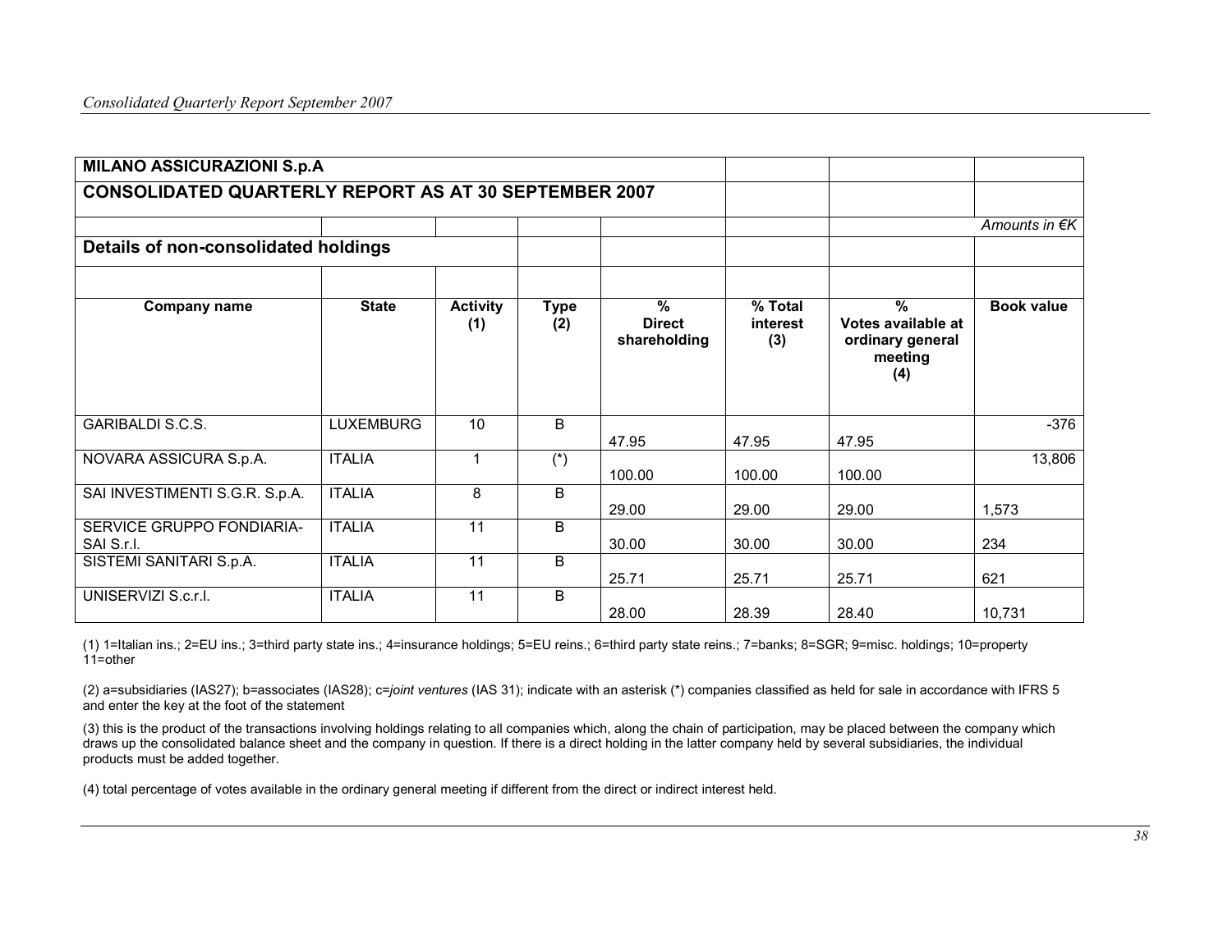**MILANO ASSICURAZIONI S.p.A**

**CONSOLIDATED QUARTERLY REPORT AS AT 30 SEPTEMBER 2007**

*Amounts in €K*

## Details of non-consolidated holdings

| Company name | State | Activity (1) | Type (2) | % Direct shareholding | % Total interest (3) | % Votes available at ordinary general meeting (4) | Book value |
|---|---|---|---|---|---|---|---|
| GARIBALDI S.C.S. | LUXEMBURG | 10 | B | 47.95 | 47.95 | 47.95 | -376 |
| NOVARA ASSICURA S.p.A. | ITALIA | 1 | (*) | 100.00 | 100.00 | 100.00 | 13,806 |
| SAI INVESTIMENTI S.G.R. S.p.A. | ITALIA | 8 | B | 29.00 | 29.00 | 29.00 | 1,573 |
| SERVICE GRUPPO FONDIARIA-SAI S.r.l. | ITALIA | 11 | B | 30.00 | 30.00 | 30.00 | 234 |
| SISTEMI SANITARI S.p.A. | ITALIA | 11 | B | 25.71 | 25.71 | 25.71 | 621 |
| UNISERVIZI S.c.r.l. | ITALIA | 11 | B | 28.00 | 28.39 | 28.40 | 10,731 |

(1) 1=Italian ins.; 2=EU ins.; 3=third party state ins.; 4=insurance holdings; 5=EU reins.; 6=third party state reins.; 7=banks; 8=SGR; 9=misc. holdings; 10=property 11=other

(2) a=subsidiaries (IAS27); b=associates (IAS28); c=*joint ventures* (IAS 31); indicate with an asterisk (*) companies classified as held for sale in accordance with IFRS 5 and enter the key at the foot of the statement

(3) this is the product of the transactions involving holdings relating to all companies which, along the chain of participation, may be placed between the company which draws up the consolidated balance sheet and the company in question. If there is a direct holding in the latter company held by several subsidiaries, the individual products must be added together.

(4) total percentage of votes available in the ordinary general meeting if different from the direct or indirect interest held.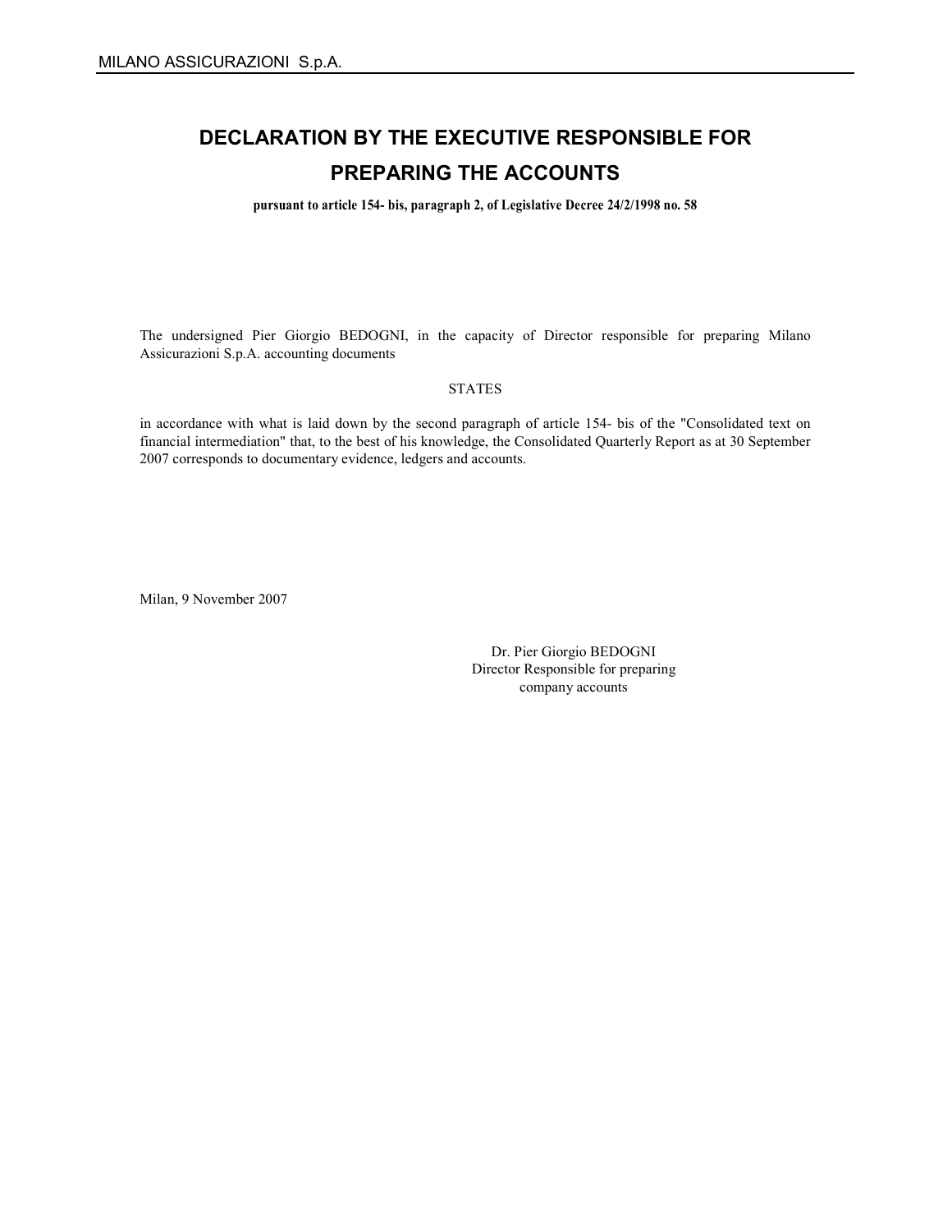# DECLARATION BY THE EXECUTIVE RESPONSIBLE FOR PREPARING THE ACCOUNTS

**pursuant to article 154- bis, paragraph 2, of Legislative Decree 24/2/1998 no. 58**

The undersigned Pier Giorgio BEDOGNI, in the capacity of Director responsible for preparing Milano Assicurazioni S.p.A. accounting documents

STATES

in accordance with what is laid down by the second paragraph of article 154- bis of the "Consolidated text on financial intermediation" that, to the best of his knowledge, the Consolidated Quarterly Report as at 30 September 2007 corresponds to documentary evidence, ledgers and accounts.

Milan, 9 November 2007

Dr. Pier Giorgio BEDOGNI
Director Responsible for preparing
company accounts